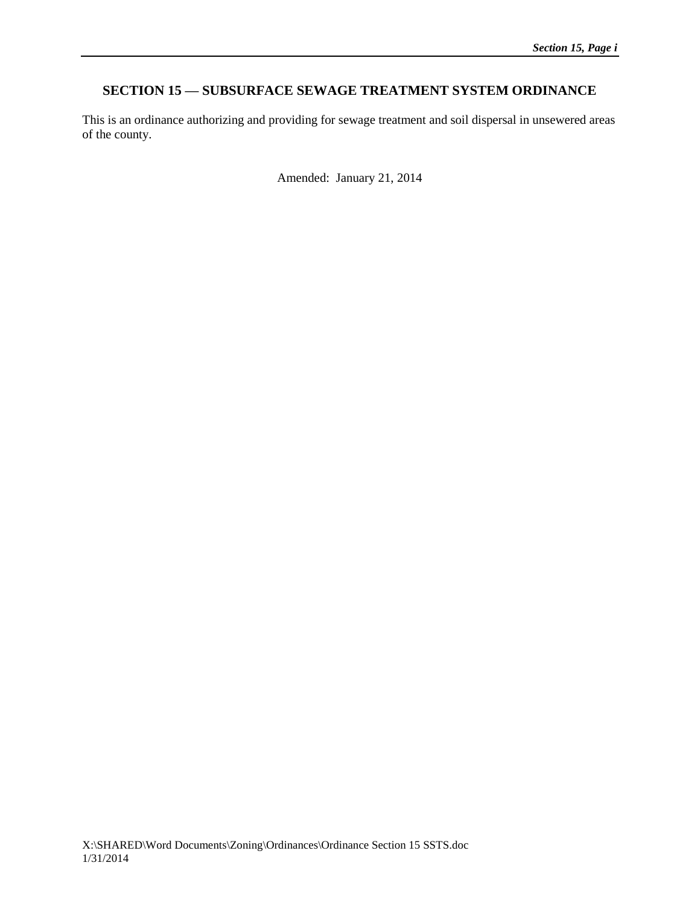# SECTION 15 — SUBSURFACE SEWAGE TREATMENT SYSTEM ORDINANCE

This is an ordinance authorizing and providing for sewage treatment and soil dispersal in unsewered areas of the county.

Amended: January 21, 2014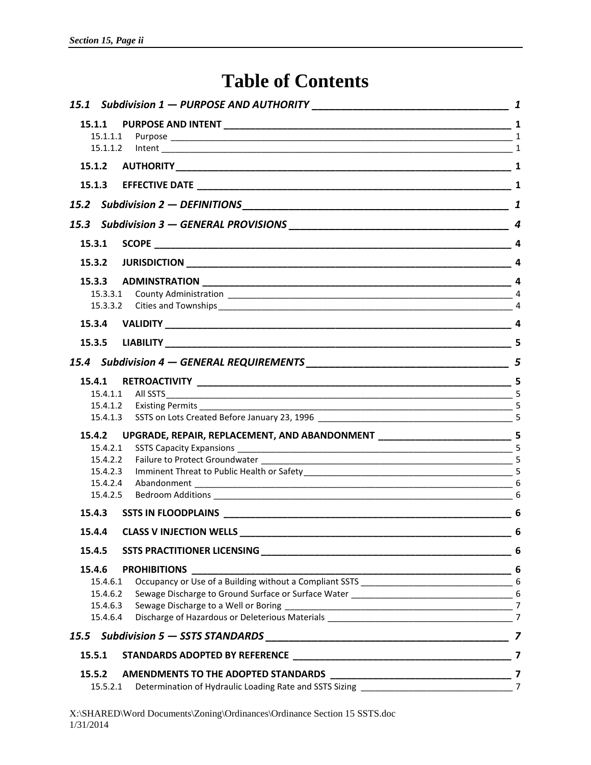# Table of Contents

*15.1 Subdivision 1 — PURPOSE AND AUTHORITY* ____ *1*

**15.1.1 PURPOSE AND INTENT** ____ **1**
- 15.1.1.1 Purpose ____ 1
- 15.1.1.2 Intent ____ 1

**15.1.2 AUTHORITY** ____ **1**

**15.1.3 EFFECTIVE DATE** ____ **1**

*15.2 Subdivision 2 — DEFINITIONS* ____ *1*

*15.3 Subdivision 3 — GENERAL PROVISIONS* ____ *4*

**15.3.1 SCOPE** ____ **4**

**15.3.2 JURISDICTION** ____ **4**

**15.3.3 ADMINSTRATION** ____ **4**
- 15.3.3.1 County Administration ____ 4
- 15.3.3.2 Cities and Townships ____ 4

**15.3.4 VALIDITY** ____ **4**

**15.3.5 LIABILITY** ____ **5**

*15.4 Subdivision 4 — GENERAL REQUIREMENTS* ____ *5*

**15.4.1 RETROACTIVITY** ____ **5**
- 15.4.1.1 All SSTS ____ 5
- 15.4.1.2 Existing Permits ____ 5
- 15.4.1.3 SSTS on Lots Created Before January 23, 1996 ____ 5

**15.4.2 UPGRADE, REPAIR, REPLACEMENT, AND ABANDONMENT** ____ **5**
- 15.4.2.1 SSTS Capacity Expansions ____ 5
- 15.4.2.2 Failure to Protect Groundwater ____ 5
- 15.4.2.3 Imminent Threat to Public Health or Safety ____ 5
- 15.4.2.4 Abandonment ____ 6
- 15.4.2.5 Bedroom Additions ____ 6

**15.4.3 SSTS IN FLOODPLAINS** ____ **6**

**15.4.4 CLASS V INJECTION WELLS** ____ **6**

**15.4.5 SSTS PRACTITIONER LICENSING** ____ **6**

**15.4.6 PROHIBITIONS** ____ **6**
- 15.4.6.1 Occupancy or Use of a Building without a Compliant SSTS ____ 6
- 15.4.6.2 Sewage Discharge to Ground Surface or Surface Water ____ 6
- 15.4.6.3 Sewage Discharge to a Well or Boring ____ 7
- 15.4.6.4 Discharge of Hazardous or Deleterious Materials ____ 7

*15.5 Subdivision 5 — SSTS STANDARDS* ____ *7*

**15.5.1 STANDARDS ADOPTED BY REFERENCE** ____ **7**

**15.5.2 AMENDMENTS TO THE ADOPTED STANDARDS** ____ **7**
- 15.5.2.1 Determination of Hydraulic Loading Rate and SSTS Sizing ____ 7

X:\SHARED\Word Documents\Zoning\Ordinances\Ordinance Section 15 SSTS.doc
1/31/2014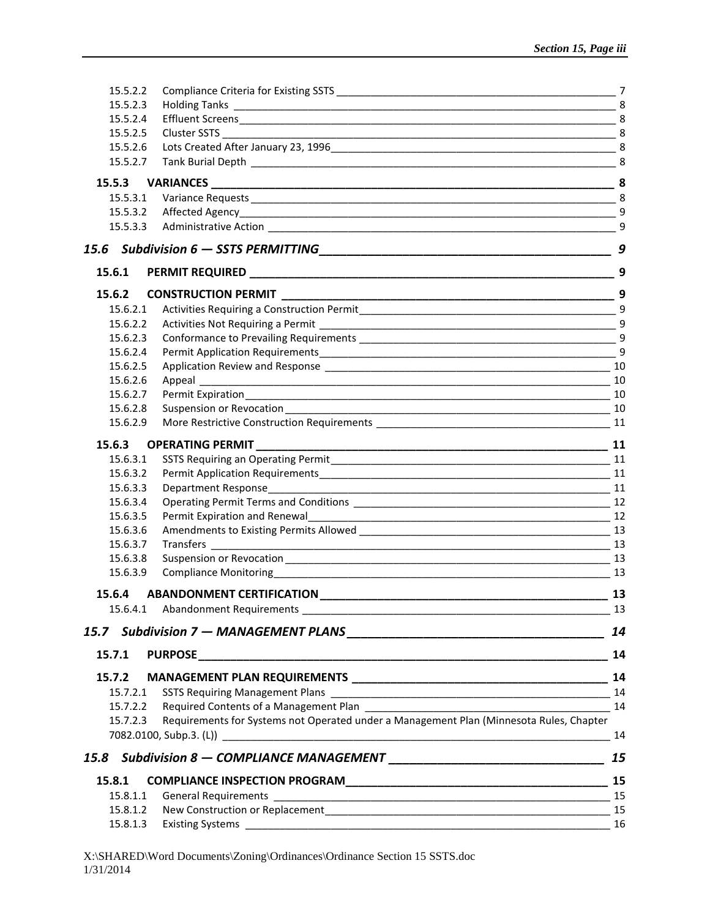15.5.2.2 Compliance Criteria for Existing SSTS 7
15.5.2.3 Holding Tanks 8
15.5.2.4 Effluent Screens 8
15.5.2.5 Cluster SSTS 8
15.5.2.6 Lots Created After January 23, 1996 8
15.5.2.7 Tank Burial Depth 8

**15.5.3 VARIANCES 8**
15.5.3.1 Variance Requests 8
15.5.3.2 Affected Agency 9
15.5.3.3 Administrative Action 9

***15.6 Subdivision 6 — SSTS PERMITTING 9***

**15.6.1 PERMIT REQUIRED 9**

**15.6.2 CONSTRUCTION PERMIT 9**
15.6.2.1 Activities Requiring a Construction Permit 9
15.6.2.2 Activities Not Requiring a Permit 9
15.6.2.3 Conformance to Prevailing Requirements 9
15.6.2.4 Permit Application Requirements 9
15.6.2.5 Application Review and Response 10
15.6.2.6 Appeal 10
15.6.2.7 Permit Expiration 10
15.6.2.8 Suspension or Revocation 10
15.6.2.9 More Restrictive Construction Requirements 11

**15.6.3 OPERATING PERMIT 11**
15.6.3.1 SSTS Requiring an Operating Permit 11
15.6.3.2 Permit Application Requirements 11
15.6.3.3 Department Response 11
15.6.3.4 Operating Permit Terms and Conditions 12
15.6.3.5 Permit Expiration and Renewal 12
15.6.3.6 Amendments to Existing Permits Allowed 13
15.6.3.7 Transfers 13
15.6.3.8 Suspension or Revocation 13
15.6.3.9 Compliance Monitoring 13

**15.6.4 ABANDONMENT CERTIFICATION 13**
15.6.4.1 Abandonment Requirements 13

***15.7 Subdivision 7 — MANAGEMENT PLANS 14***

**15.7.1 PURPOSE 14**

**15.7.2 MANAGEMENT PLAN REQUIREMENTS 14**
15.7.2.1 SSTS Requiring Management Plans 14
15.7.2.2 Required Contents of a Management Plan 14
15.7.2.3 Requirements for Systems not Operated under a Management Plan (Minnesota Rules, Chapter 7082.0100, Subp.3. (L)) 14

***15.8 Subdivision 8 — COMPLIANCE MANAGEMENT 15***

**15.8.1 COMPLIANCE INSPECTION PROGRAM 15**
15.8.1.1 General Requirements 15
15.8.1.2 New Construction or Replacement 15
15.8.1.3 Existing Systems 16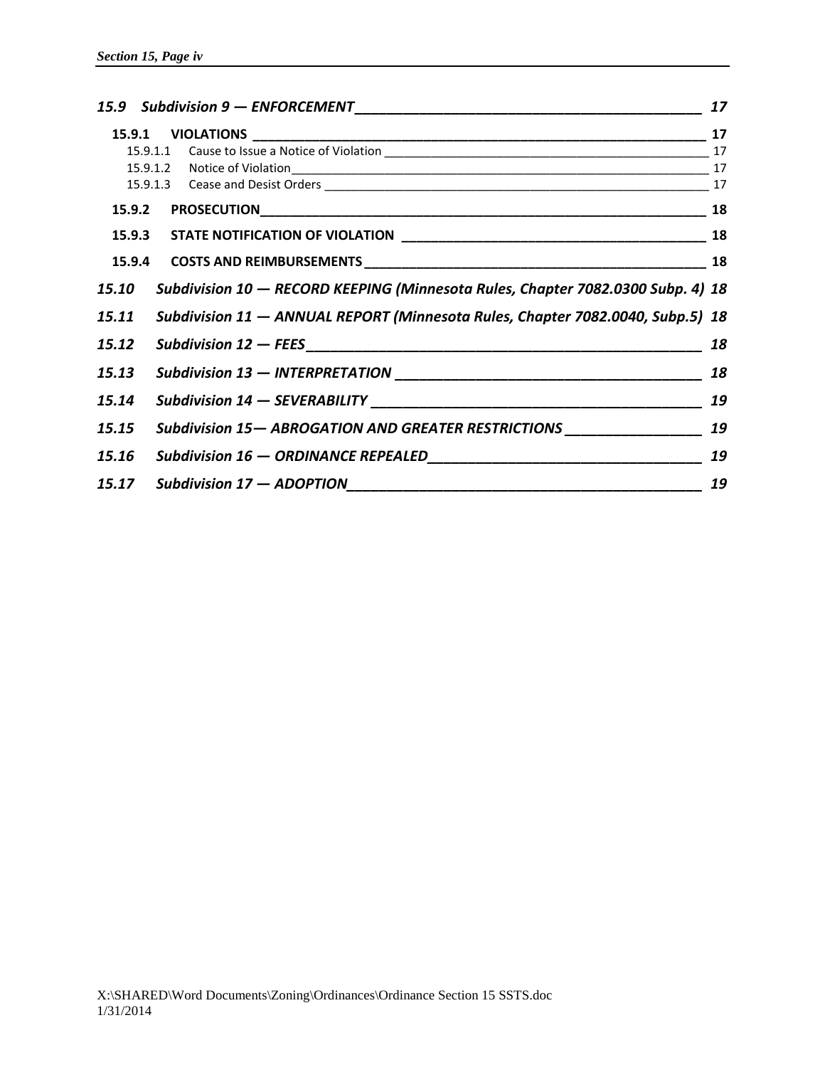*15.9 Subdivision 9 — ENFORCEMENT* 17

**15.9.1 VIOLATIONS** 17

15.9.1.1 Cause to Issue a Notice of Violation 17

15.9.1.2 Notice of Violation 17

15.9.1.3 Cease and Desist Orders 17

**15.9.2 PROSECUTION** 18

**15.9.3 STATE NOTIFICATION OF VIOLATION** 18

**15.9.4 COSTS AND REIMBURSEMENTS** 18

*15.10 Subdivision 10 — RECORD KEEPING (Minnesota Rules, Chapter 7082.0300 Subp. 4)* 18

*15.11 Subdivision 11 — ANNUAL REPORT (Minnesota Rules, Chapter 7082.0040, Subp.5)* 18

*15.12 Subdivision 12 — FEES* 18

*15.13 Subdivision 13 — INTERPRETATION* 18

*15.14 Subdivision 14 — SEVERABILITY* 19

*15.15 Subdivision 15— ABROGATION AND GREATER RESTRICTIONS* 19

*15.16 Subdivision 16 — ORDINANCE REPEALED* 19

*15.17 Subdivision 17 — ADOPTION* 19

X:\SHARED\Word Documents\Zoning\Ordinances\Ordinance Section 15 SSTS.doc
1/31/2014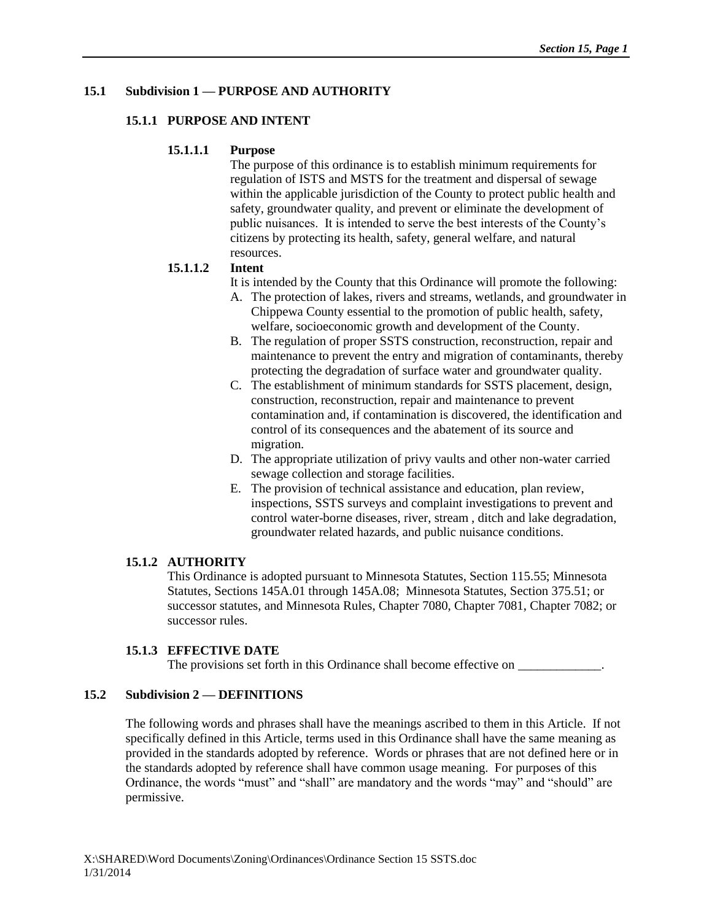## 15.1 Subdivision 1 — PURPOSE AND AUTHORITY

### 15.1.1 PURPOSE AND INTENT

#### 15.1.1.1 Purpose

The purpose of this ordinance is to establish minimum requirements for regulation of ISTS and MSTS for the treatment and dispersal of sewage within the applicable jurisdiction of the County to protect public health and safety, groundwater quality, and prevent or eliminate the development of public nuisances. It is intended to serve the best interests of the County's citizens by protecting its health, safety, general welfare, and natural resources.

#### 15.1.1.2 Intent

It is intended by the County that this Ordinance will promote the following:

A. The protection of lakes, rivers and streams, wetlands, and groundwater in Chippewa County essential to the promotion of public health, safety, welfare, socioeconomic growth and development of the County.
B. The regulation of proper SSTS construction, reconstruction, repair and maintenance to prevent the entry and migration of contaminants, thereby protecting the degradation of surface water and groundwater quality.
C. The establishment of minimum standards for SSTS placement, design, construction, reconstruction, repair and maintenance to prevent contamination and, if contamination is discovered, the identification and control of its consequences and the abatement of its source and migration.
D. The appropriate utilization of privy vaults and other non-water carried sewage collection and storage facilities.
E. The provision of technical assistance and education, plan review, inspections, SSTS surveys and complaint investigations to prevent and control water-borne diseases, river, stream , ditch and lake degradation, groundwater related hazards, and public nuisance conditions.

### 15.1.2 AUTHORITY

This Ordinance is adopted pursuant to Minnesota Statutes, Section 115.55; Minnesota Statutes, Sections 145A.01 through 145A.08; Minnesota Statutes, Section 375.51; or successor statutes, and Minnesota Rules, Chapter 7080, Chapter 7081, Chapter 7082; or successor rules.

### 15.1.3 EFFECTIVE DATE

The provisions set forth in this Ordinance shall become effective on _____________.

## 15.2 Subdivision 2 — DEFINITIONS

The following words and phrases shall have the meanings ascribed to them in this Article. If not specifically defined in this Article, terms used in this Ordinance shall have the same meaning as provided in the standards adopted by reference. Words or phrases that are not defined here or in the standards adopted by reference shall have common usage meaning. For purposes of this Ordinance, the words "must" and "shall" are mandatory and the words "may" and "should" are permissive.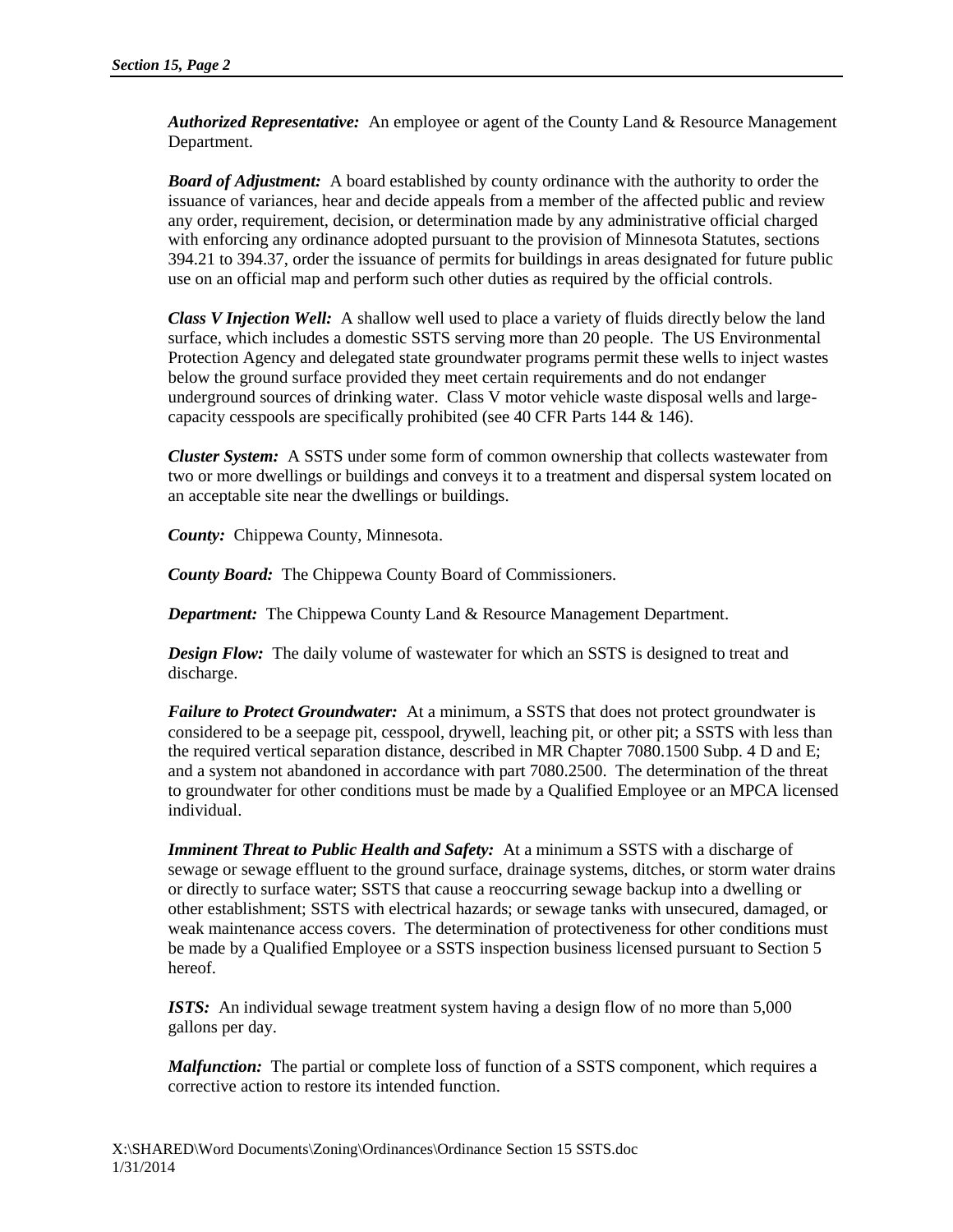***Authorized Representative:*** An employee or agent of the County Land & Resource Management Department.

***Board of Adjustment:*** A board established by county ordinance with the authority to order the issuance of variances, hear and decide appeals from a member of the affected public and review any order, requirement, decision, or determination made by any administrative official charged with enforcing any ordinance adopted pursuant to the provision of Minnesota Statutes, sections 394.21 to 394.37, order the issuance of permits for buildings in areas designated for future public use on an official map and perform such other duties as required by the official controls.

***Class V Injection Well:*** A shallow well used to place a variety of fluids directly below the land surface, which includes a domestic SSTS serving more than 20 people. The US Environmental Protection Agency and delegated state groundwater programs permit these wells to inject wastes below the ground surface provided they meet certain requirements and do not endanger underground sources of drinking water. Class V motor vehicle waste disposal wells and large-capacity cesspools are specifically prohibited (see 40 CFR Parts 144 & 146).

***Cluster System:*** A SSTS under some form of common ownership that collects wastewater from two or more dwellings or buildings and conveys it to a treatment and dispersal system located on an acceptable site near the dwellings or buildings.

***County:*** Chippewa County, Minnesota.

***County Board:*** The Chippewa County Board of Commissioners.

***Department:*** The Chippewa County Land & Resource Management Department.

***Design Flow:*** The daily volume of wastewater for which an SSTS is designed to treat and discharge.

***Failure to Protect Groundwater:*** At a minimum, a SSTS that does not protect groundwater is considered to be a seepage pit, cesspool, drywell, leaching pit, or other pit; a SSTS with less than the required vertical separation distance, described in MR Chapter 7080.1500 Subp. 4 D and E; and a system not abandoned in accordance with part 7080.2500. The determination of the threat to groundwater for other conditions must be made by a Qualified Employee or an MPCA licensed individual.

***Imminent Threat to Public Health and Safety:*** At a minimum a SSTS with a discharge of sewage or sewage effluent to the ground surface, drainage systems, ditches, or storm water drains or directly to surface water; SSTS that cause a reoccurring sewage backup into a dwelling or other establishment; SSTS with electrical hazards; or sewage tanks with unsecured, damaged, or weak maintenance access covers. The determination of protectiveness for other conditions must be made by a Qualified Employee or a SSTS inspection business licensed pursuant to Section 5 hereof.

***ISTS:*** An individual sewage treatment system having a design flow of no more than 5,000 gallons per day.

***Malfunction:*** The partial or complete loss of function of a SSTS component, which requires a corrective action to restore its intended function.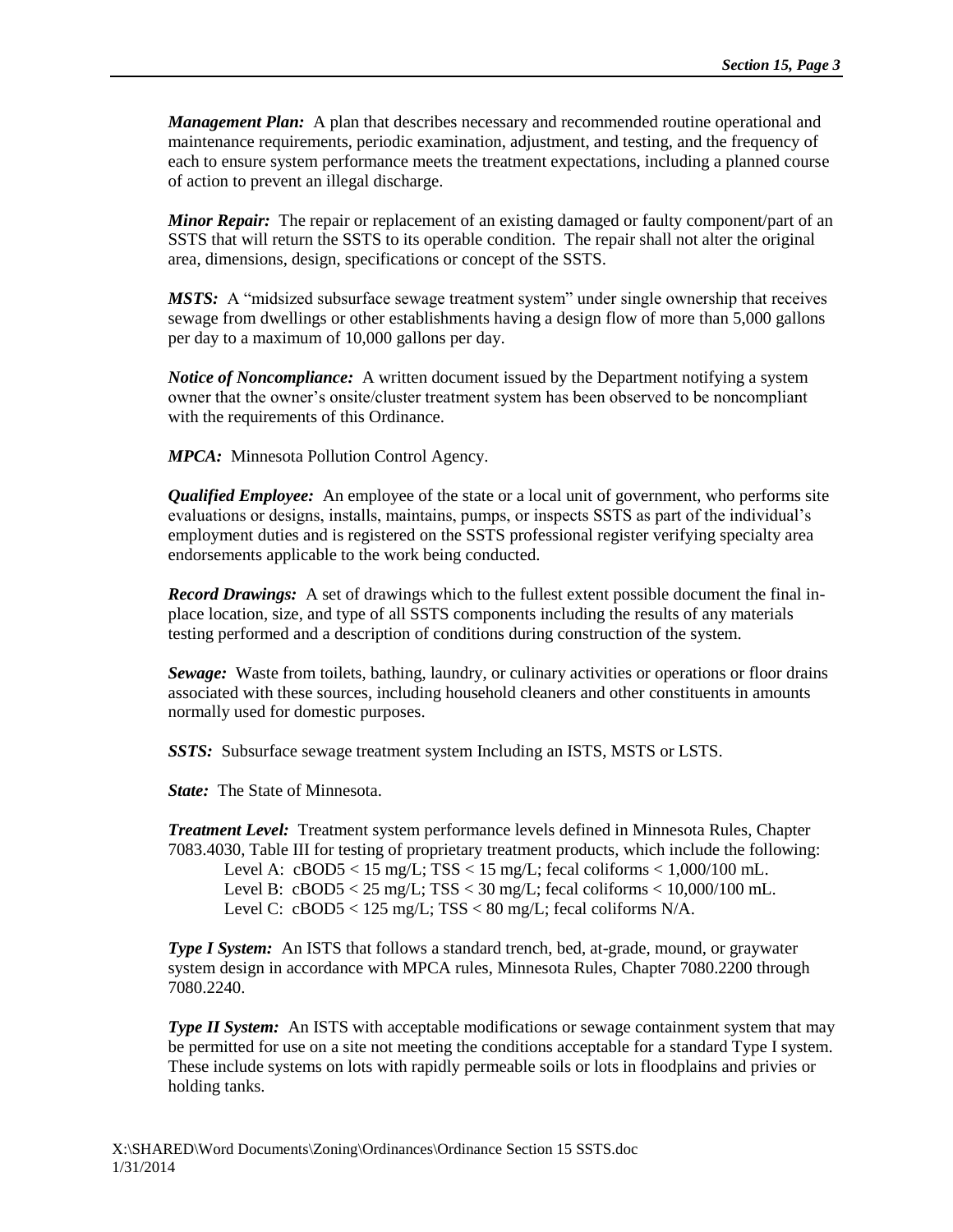***Management Plan:*** A plan that describes necessary and recommended routine operational and maintenance requirements, periodic examination, adjustment, and testing, and the frequency of each to ensure system performance meets the treatment expectations, including a planned course of action to prevent an illegal discharge.

***Minor Repair:*** The repair or replacement of an existing damaged or faulty component/part of an SSTS that will return the SSTS to its operable condition. The repair shall not alter the original area, dimensions, design, specifications or concept of the SSTS.

***MSTS:*** A "midsized subsurface sewage treatment system" under single ownership that receives sewage from dwellings or other establishments having a design flow of more than 5,000 gallons per day to a maximum of 10,000 gallons per day.

***Notice of Noncompliance:*** A written document issued by the Department notifying a system owner that the owner's onsite/cluster treatment system has been observed to be noncompliant with the requirements of this Ordinance.

***MPCA:*** Minnesota Pollution Control Agency.

***Qualified Employee:*** An employee of the state or a local unit of government, who performs site evaluations or designs, installs, maintains, pumps, or inspects SSTS as part of the individual's employment duties and is registered on the SSTS professional register verifying specialty area endorsements applicable to the work being conducted.

***Record Drawings:*** A set of drawings which to the fullest extent possible document the final in-place location, size, and type of all SSTS components including the results of any materials testing performed and a description of conditions during construction of the system.

***Sewage:*** Waste from toilets, bathing, laundry, or culinary activities or operations or floor drains associated with these sources, including household cleaners and other constituents in amounts normally used for domestic purposes.

***SSTS:*** Subsurface sewage treatment system Including an ISTS, MSTS or LSTS.

***State:*** The State of Minnesota.

***Treatment Level:*** Treatment system performance levels defined in Minnesota Rules, Chapter 7083.4030, Table III for testing of proprietary treatment products, which include the following:

Level A: $cBOD_5 < 15$ mg/L; $TSS < 15$ mg/L; fecal coliforms < 1,000/100 mL.
Level B: $cBOD_5 < 25$ mg/L; $TSS < 30$ mg/L; fecal coliforms < 10,000/100 mL.
Level C: $cBOD_5 < 125$ mg/L; $TSS < 80$ mg/L; fecal coliforms N/A.

***Type I System:*** An ISTS that follows a standard trench, bed, at-grade, mound, or graywater system design in accordance with MPCA rules, Minnesota Rules, Chapter 7080.2200 through 7080.2240.

***Type II System:*** An ISTS with acceptable modifications or sewage containment system that may be permitted for use on a site not meeting the conditions acceptable for a standard Type I system. These include systems on lots with rapidly permeable soils or lots in floodplains and privies or holding tanks.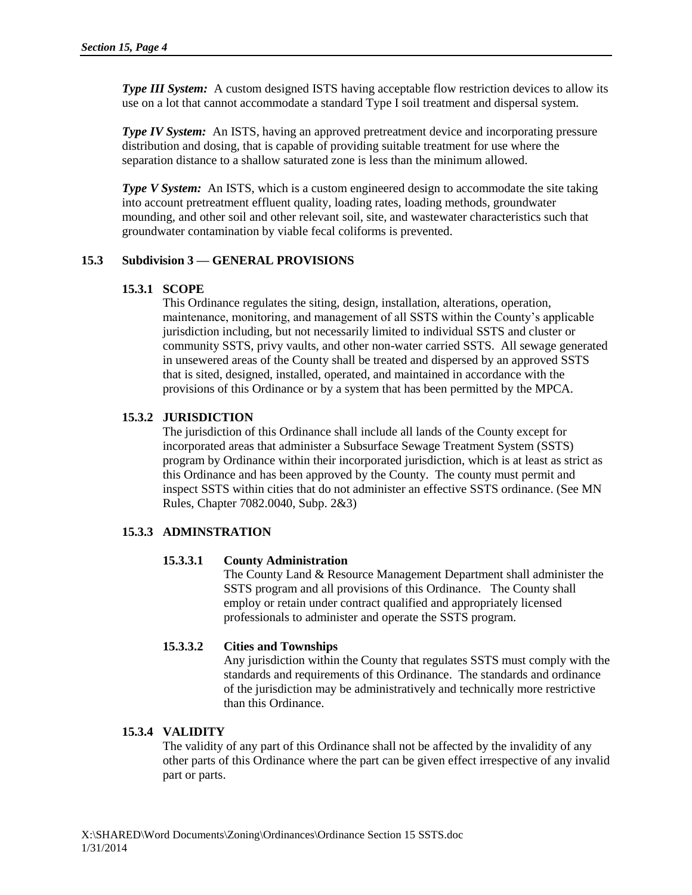***Type III System:*** A custom designed ISTS having acceptable flow restriction devices to allow its use on a lot that cannot accommodate a standard Type I soil treatment and dispersal system.

***Type IV System:*** An ISTS, having an approved pretreatment device and incorporating pressure distribution and dosing, that is capable of providing suitable treatment for use where the separation distance to a shallow saturated zone is less than the minimum allowed.

***Type V System:*** An ISTS, which is a custom engineered design to accommodate the site taking into account pretreatment effluent quality, loading rates, loading methods, groundwater mounding, and other soil and other relevant soil, site, and wastewater characteristics such that groundwater contamination by viable fecal coliforms is prevented.

## 15.3 Subdivision 3 — GENERAL PROVISIONS

### 15.3.1 SCOPE

This Ordinance regulates the siting, design, installation, alterations, operation, maintenance, monitoring, and management of all SSTS within the County's applicable jurisdiction including, but not necessarily limited to individual SSTS and cluster or community SSTS, privy vaults, and other non-water carried SSTS. All sewage generated in unsewered areas of the County shall be treated and dispersed by an approved SSTS that is sited, designed, installed, operated, and maintained in accordance with the provisions of this Ordinance or by a system that has been permitted by the MPCA.

### 15.3.2 JURISDICTION

The jurisdiction of this Ordinance shall include all lands of the County except for incorporated areas that administer a Subsurface Sewage Treatment System (SSTS) program by Ordinance within their incorporated jurisdiction, which is at least as strict as this Ordinance and has been approved by the County. The county must permit and inspect SSTS within cities that do not administer an effective SSTS ordinance. (See MN Rules, Chapter 7082.0040, Subp. 2&3)

### 15.3.3 ADMINSTRATION

#### 15.3.3.1 County Administration

The County Land & Resource Management Department shall administer the SSTS program and all provisions of this Ordinance. The County shall employ or retain under contract qualified and appropriately licensed professionals to administer and operate the SSTS program.

#### 15.3.3.2 Cities and Townships

Any jurisdiction within the County that regulates SSTS must comply with the standards and requirements of this Ordinance. The standards and ordinance of the jurisdiction may be administratively and technically more restrictive than this Ordinance.

### 15.3.4 VALIDITY

The validity of any part of this Ordinance shall not be affected by the invalidity of any other parts of this Ordinance where the part can be given effect irrespective of any invalid part or parts.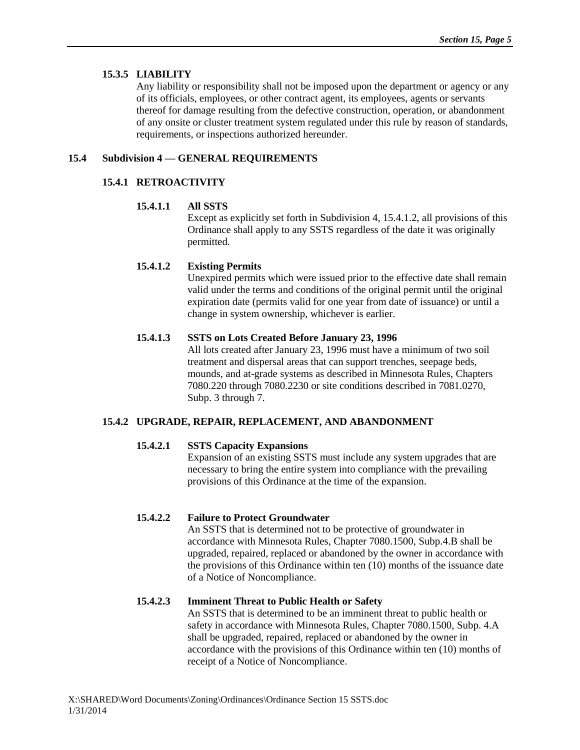### 15.3.5 LIABILITY

Any liability or responsibility shall not be imposed upon the department or agency or any of its officials, employees, or other contract agent, its employees, agents or servants thereof for damage resulting from the defective construction, operation, or abandonment of any onsite or cluster treatment system regulated under this rule by reason of standards, requirements, or inspections authorized hereunder.

## 15.4 Subdivision 4 — GENERAL REQUIREMENTS

### 15.4.1 RETROACTIVITY

#### 15.4.1.1 All SSTS

Except as explicitly set forth in Subdivision 4, 15.4.1.2, all provisions of this Ordinance shall apply to any SSTS regardless of the date it was originally permitted.

#### 15.4.1.2 Existing Permits

Unexpired permits which were issued prior to the effective date shall remain valid under the terms and conditions of the original permit until the original expiration date (permits valid for one year from date of issuance) or until a change in system ownership, whichever is earlier.

#### 15.4.1.3 SSTS on Lots Created Before January 23, 1996

All lots created after January 23, 1996 must have a minimum of two soil treatment and dispersal areas that can support trenches, seepage beds, mounds, and at-grade systems as described in Minnesota Rules, Chapters 7080.220 through 7080.2230 or site conditions described in 7081.0270, Subp. 3 through 7.

### 15.4.2 UPGRADE, REPAIR, REPLACEMENT, AND ABANDONMENT

#### 15.4.2.1 SSTS Capacity Expansions

Expansion of an existing SSTS must include any system upgrades that are necessary to bring the entire system into compliance with the prevailing provisions of this Ordinance at the time of the expansion.

#### 15.4.2.2 Failure to Protect Groundwater

An SSTS that is determined not to be protective of groundwater in accordance with Minnesota Rules, Chapter 7080.1500, Subp.4.B shall be upgraded, repaired, replaced or abandoned by the owner in accordance with the provisions of this Ordinance within ten (10) months of the issuance date of a Notice of Noncompliance.

#### 15.4.2.3 Imminent Threat to Public Health or Safety

An SSTS that is determined to be an imminent threat to public health or safety in accordance with Minnesota Rules, Chapter 7080.1500, Subp. 4.A shall be upgraded, repaired, replaced or abandoned by the owner in accordance with the provisions of this Ordinance within ten (10) months of receipt of a Notice of Noncompliance.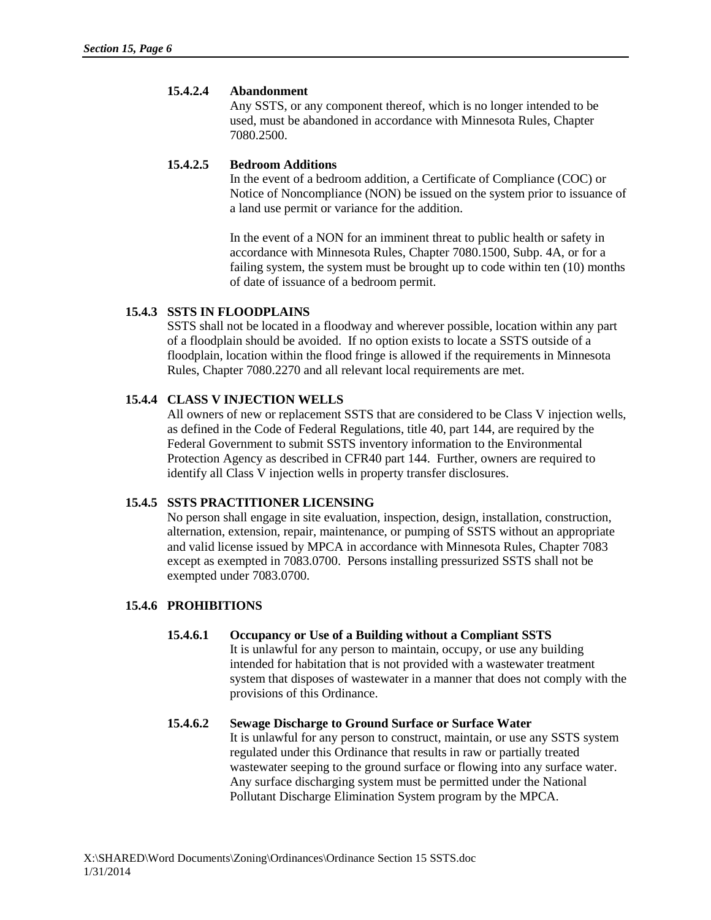#### 15.4.2.4 Abandonment

Any SSTS, or any component thereof, which is no longer intended to be used, must be abandoned in accordance with Minnesota Rules, Chapter 7080.2500.

#### 15.4.2.5 Bedroom Additions

In the event of a bedroom addition, a Certificate of Compliance (COC) or Notice of Noncompliance (NON) be issued on the system prior to issuance of a land use permit or variance for the addition.

In the event of a NON for an imminent threat to public health or safety in accordance with Minnesota Rules, Chapter 7080.1500, Subp. 4A, or for a failing system, the system must be brought up to code within ten (10) months of date of issuance of a bedroom permit.

### 15.4.3 SSTS IN FLOODPLAINS

SSTS shall not be located in a floodway and wherever possible, location within any part of a floodplain should be avoided. If no option exists to locate a SSTS outside of a floodplain, location within the flood fringe is allowed if the requirements in Minnesota Rules, Chapter 7080.2270 and all relevant local requirements are met.

### 15.4.4 CLASS V INJECTION WELLS

All owners of new or replacement SSTS that are considered to be Class V injection wells, as defined in the Code of Federal Regulations, title 40, part 144, are required by the Federal Government to submit SSTS inventory information to the Environmental Protection Agency as described in CFR40 part 144. Further, owners are required to identify all Class V injection wells in property transfer disclosures.

### 15.4.5 SSTS PRACTITIONER LICENSING

No person shall engage in site evaluation, inspection, design, installation, construction, alternation, extension, repair, maintenance, or pumping of SSTS without an appropriate and valid license issued by MPCA in accordance with Minnesota Rules, Chapter 7083 except as exempted in 7083.0700. Persons installing pressurized SSTS shall not be exempted under 7083.0700.

### 15.4.6 PROHIBITIONS

#### 15.4.6.1 Occupancy or Use of a Building without a Compliant SSTS

It is unlawful for any person to maintain, occupy, or use any building intended for habitation that is not provided with a wastewater treatment system that disposes of wastewater in a manner that does not comply with the provisions of this Ordinance.

#### 15.4.6.2 Sewage Discharge to Ground Surface or Surface Water

It is unlawful for any person to construct, maintain, or use any SSTS system regulated under this Ordinance that results in raw or partially treated wastewater seeping to the ground surface or flowing into any surface water. Any surface discharging system must be permitted under the National Pollutant Discharge Elimination System program by the MPCA.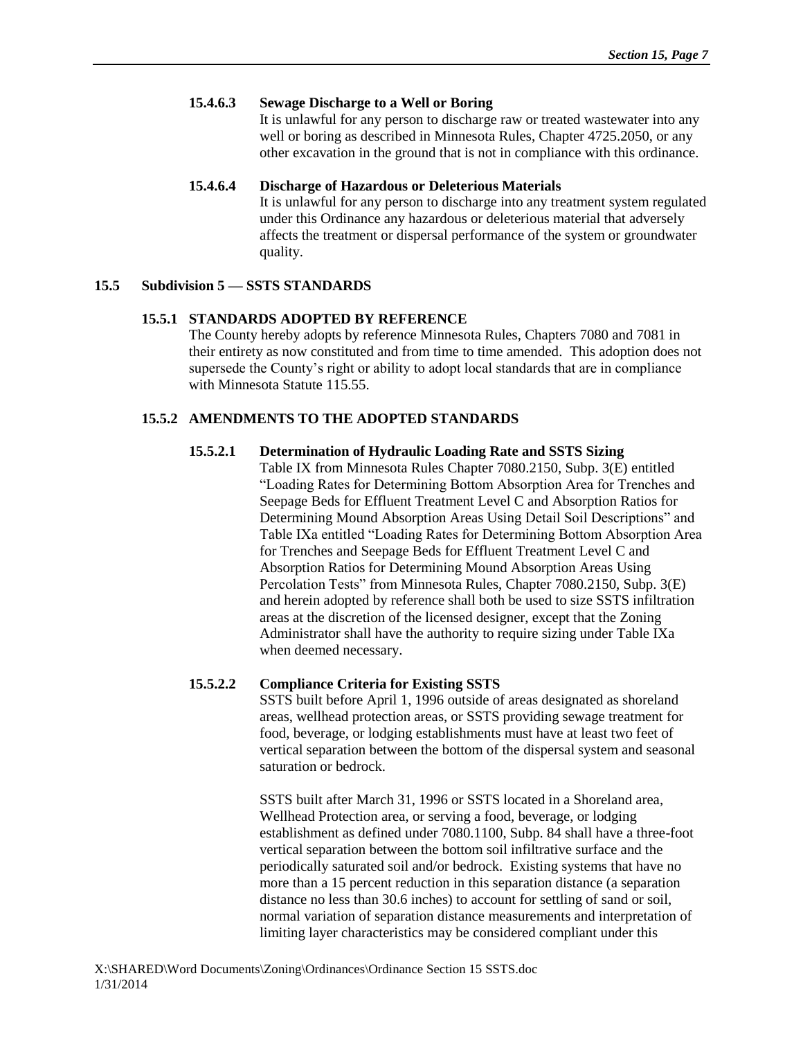**15.4.6.3 Sewage Discharge to a Well or Boring**

It is unlawful for any person to discharge raw or treated wastewater into any well or boring as described in Minnesota Rules, Chapter 4725.2050, or any other excavation in the ground that is not in compliance with this ordinance.

**15.4.6.4 Discharge of Hazardous or Deleterious Materials**

It is unlawful for any person to discharge into any treatment system regulated under this Ordinance any hazardous or deleterious material that adversely affects the treatment or dispersal performance of the system or groundwater quality.

## 15.5 Subdivision 5 — SSTS STANDARDS

### 15.5.1 STANDARDS ADOPTED BY REFERENCE

The County hereby adopts by reference Minnesota Rules, Chapters 7080 and 7081 in their entirety as now constituted and from time to time amended. This adoption does not supersede the County's right or ability to adopt local standards that are in compliance with Minnesota Statute 115.55.

### 15.5.2 AMENDMENTS TO THE ADOPTED STANDARDS

**15.5.2.1 Determination of Hydraulic Loading Rate and SSTS Sizing**

Table IX from Minnesota Rules Chapter 7080.2150, Subp. 3(E) entitled "Loading Rates for Determining Bottom Absorption Area for Trenches and Seepage Beds for Effluent Treatment Level C and Absorption Ratios for Determining Mound Absorption Areas Using Detail Soil Descriptions" and Table IXa entitled "Loading Rates for Determining Bottom Absorption Area for Trenches and Seepage Beds for Effluent Treatment Level C and Absorption Ratios for Determining Mound Absorption Areas Using Percolation Tests" from Minnesota Rules, Chapter 7080.2150, Subp. 3(E) and herein adopted by reference shall both be used to size SSTS infiltration areas at the discretion of the licensed designer, except that the Zoning Administrator shall have the authority to require sizing under Table IXa when deemed necessary.

**15.5.2.2 Compliance Criteria for Existing SSTS**

SSTS built before April 1, 1996 outside of areas designated as shoreland areas, wellhead protection areas, or SSTS providing sewage treatment for food, beverage, or lodging establishments must have at least two feet of vertical separation between the bottom of the dispersal system and seasonal saturation or bedrock.

SSTS built after March 31, 1996 or SSTS located in a Shoreland area, Wellhead Protection area, or serving a food, beverage, or lodging establishment as defined under 7080.1100, Subp. 84 shall have a three-foot vertical separation between the bottom soil infiltrative surface and the periodically saturated soil and/or bedrock. Existing systems that have no more than a 15 percent reduction in this separation distance (a separation distance no less than 30.6 inches) to account for settling of sand or soil, normal variation of separation distance measurements and interpretation of limiting layer characteristics may be considered compliant under this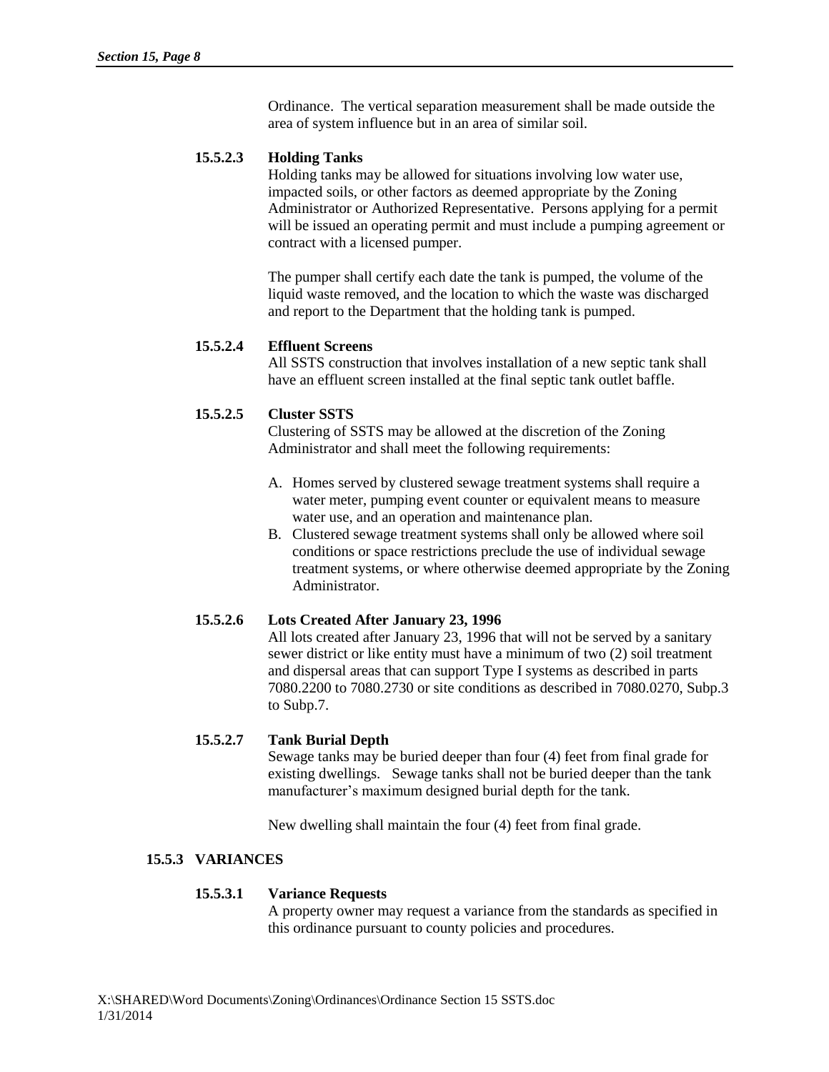Ordinance. The vertical separation measurement shall be made outside the area of system influence but in an area of similar soil.

#### 15.5.2.3 Holding Tanks

Holding tanks may be allowed for situations involving low water use, impacted soils, or other factors as deemed appropriate by the Zoning Administrator or Authorized Representative. Persons applying for a permit will be issued an operating permit and must include a pumping agreement or contract with a licensed pumper.

The pumper shall certify each date the tank is pumped, the volume of the liquid waste removed, and the location to which the waste was discharged and report to the Department that the holding tank is pumped.

#### 15.5.2.4 Effluent Screens

All SSTS construction that involves installation of a new septic tank shall have an effluent screen installed at the final septic tank outlet baffle.

#### 15.5.2.5 Cluster SSTS

Clustering of SSTS may be allowed at the discretion of the Zoning Administrator and shall meet the following requirements:

A. Homes served by clustered sewage treatment systems shall require a water meter, pumping event counter or equivalent means to measure water use, and an operation and maintenance plan.
B. Clustered sewage treatment systems shall only be allowed where soil conditions or space restrictions preclude the use of individual sewage treatment systems, or where otherwise deemed appropriate by the Zoning Administrator.

#### 15.5.2.6 Lots Created After January 23, 1996

All lots created after January 23, 1996 that will not be served by a sanitary sewer district or like entity must have a minimum of two (2) soil treatment and dispersal areas that can support Type I systems as described in parts 7080.2200 to 7080.2730 or site conditions as described in 7080.0270, Subp.3 to Subp.7.

#### 15.5.2.7 Tank Burial Depth

Sewage tanks may be buried deeper than four (4) feet from final grade for existing dwellings. Sewage tanks shall not be buried deeper than the tank manufacturer's maximum designed burial depth for the tank.

New dwelling shall maintain the four (4) feet from final grade.

### 15.5.3 VARIANCES

#### 15.5.3.1 Variance Requests

A property owner may request a variance from the standards as specified in this ordinance pursuant to county policies and procedures.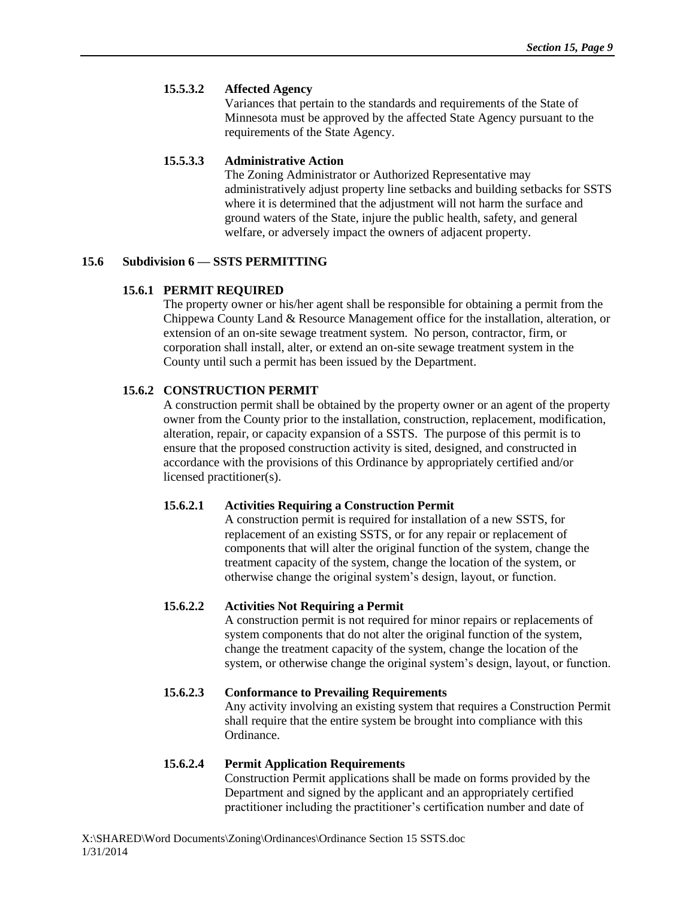#### 15.5.3.2 Affected Agency

Variances that pertain to the standards and requirements of the State of Minnesota must be approved by the affected State Agency pursuant to the requirements of the State Agency.

#### 15.5.3.3 Administrative Action

The Zoning Administrator or Authorized Representative may administratively adjust property line setbacks and building setbacks for SSTS where it is determined that the adjustment will not harm the surface and ground waters of the State, injure the public health, safety, and general welfare, or adversely impact the owners of adjacent property.

## 15.6 Subdivision 6 — SSTS PERMITTING

### 15.6.1 PERMIT REQUIRED

The property owner or his/her agent shall be responsible for obtaining a permit from the Chippewa County Land & Resource Management office for the installation, alteration, or extension of an on-site sewage treatment system. No person, contractor, firm, or corporation shall install, alter, or extend an on-site sewage treatment system in the County until such a permit has been issued by the Department.

### 15.6.2 CONSTRUCTION PERMIT

A construction permit shall be obtained by the property owner or an agent of the property owner from the County prior to the installation, construction, replacement, modification, alteration, repair, or capacity expansion of a SSTS. The purpose of this permit is to ensure that the proposed construction activity is sited, designed, and constructed in accordance with the provisions of this Ordinance by appropriately certified and/or licensed practitioner(s).

#### 15.6.2.1 Activities Requiring a Construction Permit

A construction permit is required for installation of a new SSTS, for replacement of an existing SSTS, or for any repair or replacement of components that will alter the original function of the system, change the treatment capacity of the system, change the location of the system, or otherwise change the original system's design, layout, or function.

#### 15.6.2.2 Activities Not Requiring a Permit

A construction permit is not required for minor repairs or replacements of system components that do not alter the original function of the system, change the treatment capacity of the system, change the location of the system, or otherwise change the original system's design, layout, or function.

#### 15.6.2.3 Conformance to Prevailing Requirements

Any activity involving an existing system that requires a Construction Permit shall require that the entire system be brought into compliance with this Ordinance.

#### 15.6.2.4 Permit Application Requirements

Construction Permit applications shall be made on forms provided by the Department and signed by the applicant and an appropriately certified practitioner including the practitioner's certification number and date of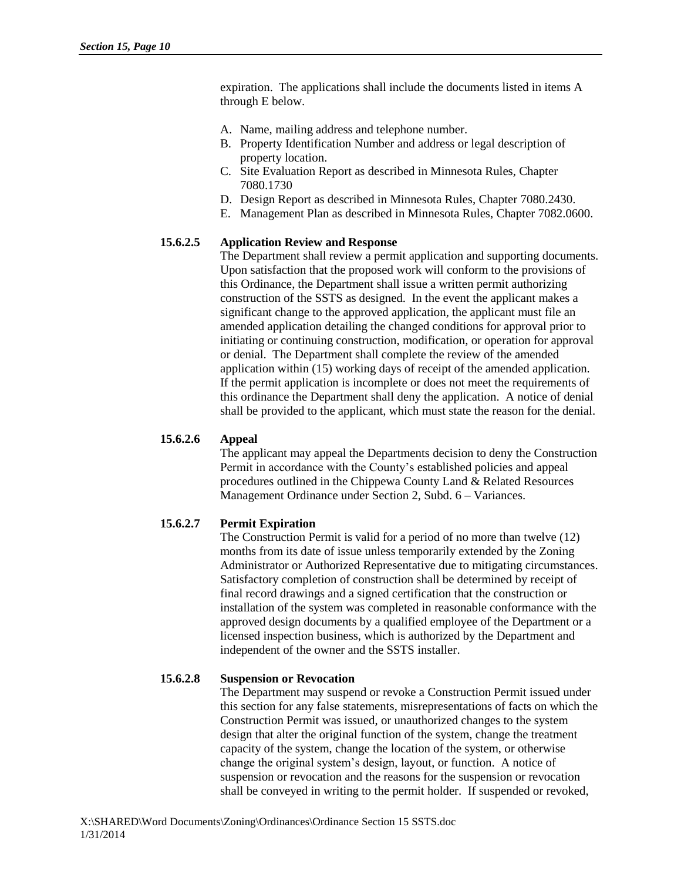expiration. The applications shall include the documents listed in items A through E below.

A. Name, mailing address and telephone number.
B. Property Identification Number and address or legal description of property location.
C. Site Evaluation Report as described in Minnesota Rules, Chapter 7080.1730
D. Design Report as described in Minnesota Rules, Chapter 7080.2430.
E. Management Plan as described in Minnesota Rules, Chapter 7082.0600.

**15.6.2.5 Application Review and Response**

The Department shall review a permit application and supporting documents. Upon satisfaction that the proposed work will conform to the provisions of this Ordinance, the Department shall issue a written permit authorizing construction of the SSTS as designed. In the event the applicant makes a significant change to the approved application, the applicant must file an amended application detailing the changed conditions for approval prior to initiating or continuing construction, modification, or operation for approval or denial. The Department shall complete the review of the amended application within (15) working days of receipt of the amended application. If the permit application is incomplete or does not meet the requirements of this ordinance the Department shall deny the application. A notice of denial shall be provided to the applicant, which must state the reason for the denial.

**15.6.2.6 Appeal**

The applicant may appeal the Departments decision to deny the Construction Permit in accordance with the County's established policies and appeal procedures outlined in the Chippewa County Land & Related Resources Management Ordinance under Section 2, Subd. 6 – Variances.

**15.6.2.7 Permit Expiration**

The Construction Permit is valid for a period of no more than twelve (12) months from its date of issue unless temporarily extended by the Zoning Administrator or Authorized Representative due to mitigating circumstances. Satisfactory completion of construction shall be determined by receipt of final record drawings and a signed certification that the construction or installation of the system was completed in reasonable conformance with the approved design documents by a qualified employee of the Department or a licensed inspection business, which is authorized by the Department and independent of the owner and the SSTS installer.

**15.6.2.8 Suspension or Revocation**

The Department may suspend or revoke a Construction Permit issued under this section for any false statements, misrepresentations of facts on which the Construction Permit was issued, or unauthorized changes to the system design that alter the original function of the system, change the treatment capacity of the system, change the location of the system, or otherwise change the original system's design, layout, or function. A notice of suspension or revocation and the reasons for the suspension or revocation shall be conveyed in writing to the permit holder. If suspended or revoked,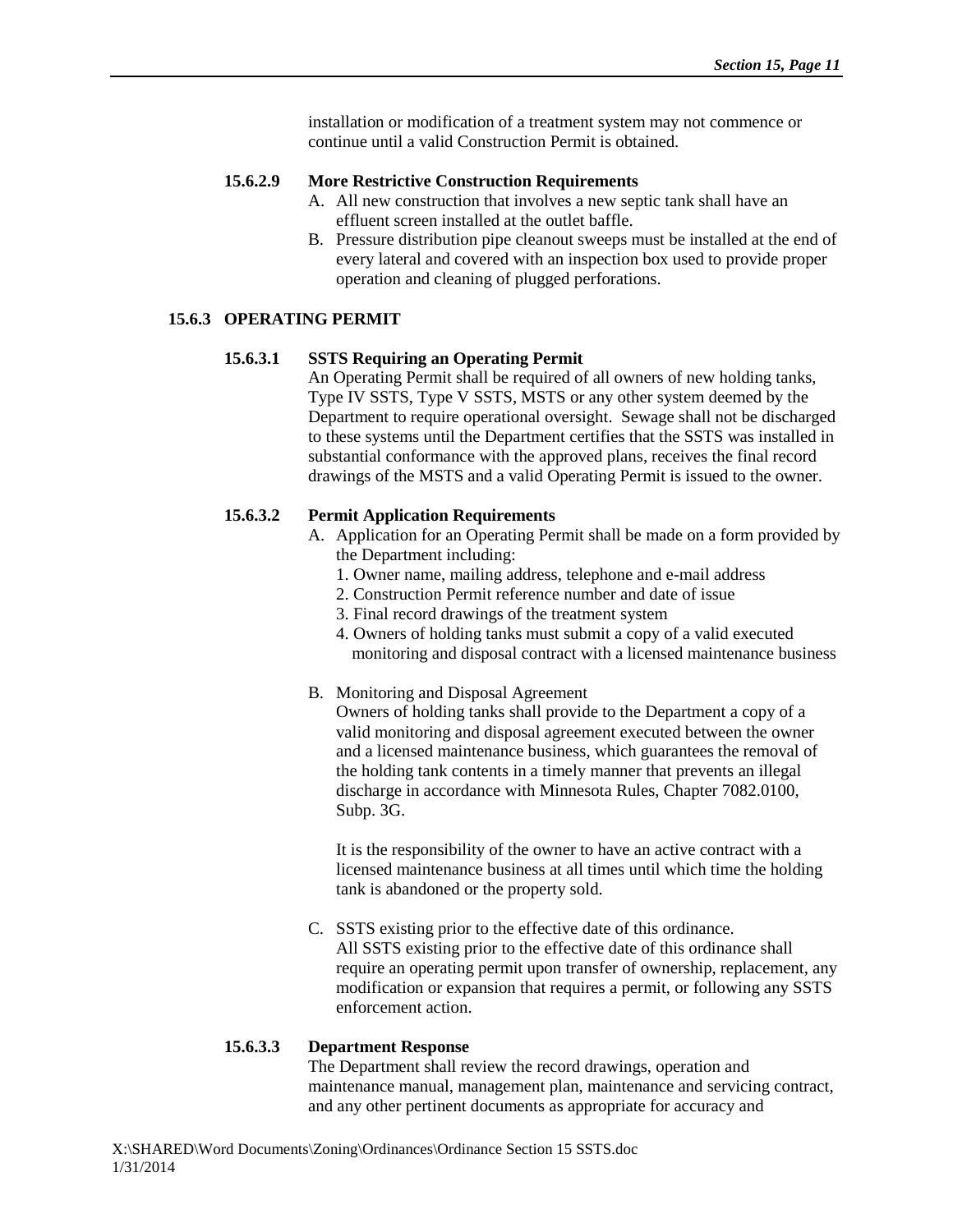installation or modification of a treatment system may not commence or continue until a valid Construction Permit is obtained.

#### 15.6.2.9 More Restrictive Construction Requirements

A. All new construction that involves a new septic tank shall have an effluent screen installed at the outlet baffle.

B. Pressure distribution pipe cleanout sweeps must be installed at the end of every lateral and covered with an inspection box used to provide proper operation and cleaning of plugged perforations.

### 15.6.3 OPERATING PERMIT

#### 15.6.3.1 SSTS Requiring an Operating Permit

An Operating Permit shall be required of all owners of new holding tanks, Type IV SSTS, Type V SSTS, MSTS or any other system deemed by the Department to require operational oversight. Sewage shall not be discharged to these systems until the Department certifies that the SSTS was installed in substantial conformance with the approved plans, receives the final record drawings of the MSTS and a valid Operating Permit is issued to the owner.

#### 15.6.3.2 Permit Application Requirements

A. Application for an Operating Permit shall be made on a form provided by the Department including:
   1. Owner name, mailing address, telephone and e-mail address
   2. Construction Permit reference number and date of issue
   3. Final record drawings of the treatment system
   4. Owners of holding tanks must submit a copy of a valid executed monitoring and disposal contract with a licensed maintenance business

B. Monitoring and Disposal Agreement

   Owners of holding tanks shall provide to the Department a copy of a valid monitoring and disposal agreement executed between the owner and a licensed maintenance business, which guarantees the removal of the holding tank contents in a timely manner that prevents an illegal discharge in accordance with Minnesota Rules, Chapter 7082.0100, Subp. 3G.

   It is the responsibility of the owner to have an active contract with a licensed maintenance business at all times until which time the holding tank is abandoned or the property sold.

C. SSTS existing prior to the effective date of this ordinance.

   All SSTS existing prior to the effective date of this ordinance shall require an operating permit upon transfer of ownership, replacement, any modification or expansion that requires a permit, or following any SSTS enforcement action.

#### 15.6.3.3 Department Response

The Department shall review the record drawings, operation and maintenance manual, management plan, maintenance and servicing contract, and any other pertinent documents as appropriate for accuracy and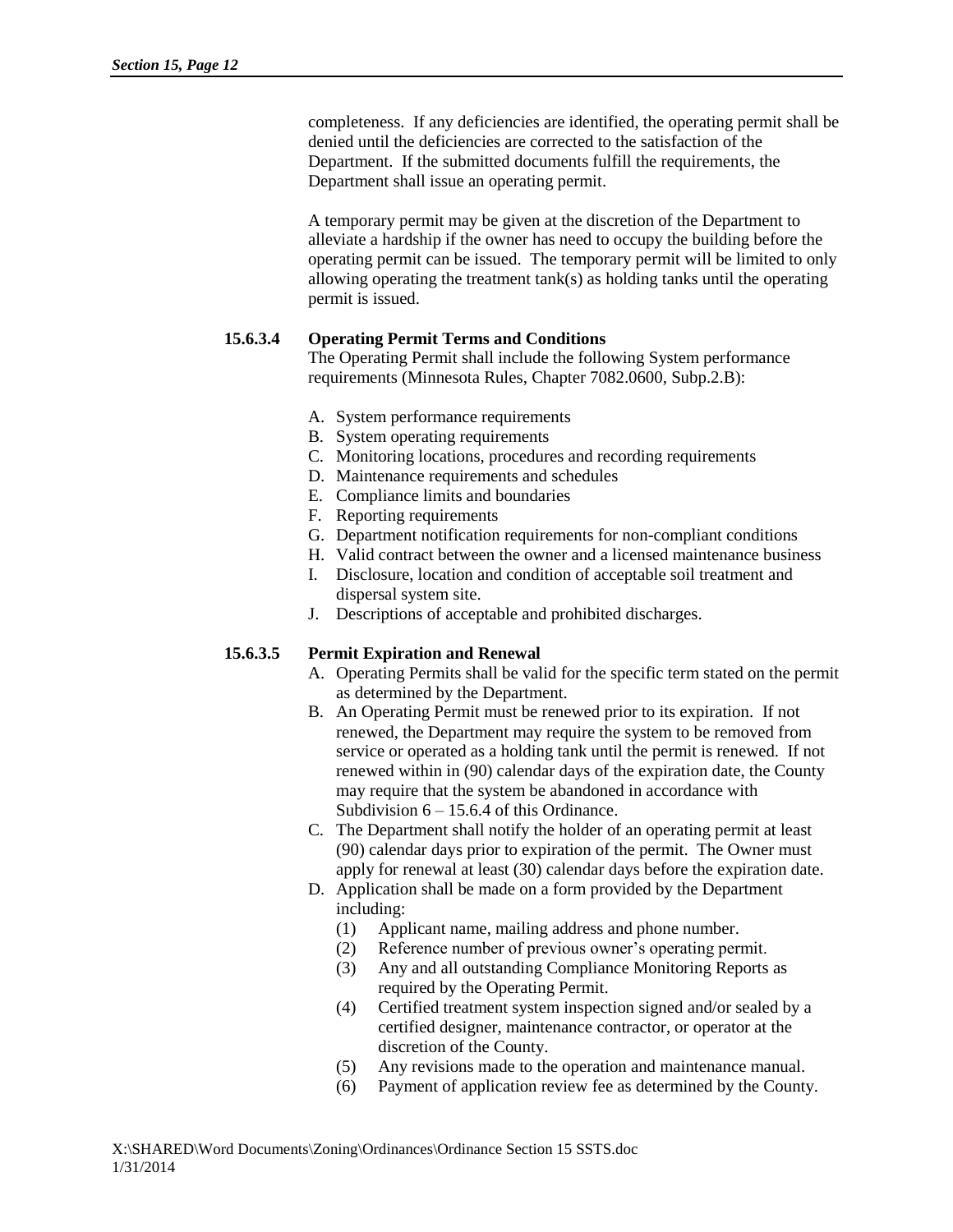completeness. If any deficiencies are identified, the operating permit shall be denied until the deficiencies are corrected to the satisfaction of the Department. If the submitted documents fulfill the requirements, the Department shall issue an operating permit.

A temporary permit may be given at the discretion of the Department to alleviate a hardship if the owner has need to occupy the building before the operating permit can be issued. The temporary permit will be limited to only allowing operating the treatment tank(s) as holding tanks until the operating permit is issued.

**15.6.3.4 Operating Permit Terms and Conditions**

The Operating Permit shall include the following System performance requirements (Minnesota Rules, Chapter 7082.0600, Subp.2.B):

A. System performance requirements
B. System operating requirements
C. Monitoring locations, procedures and recording requirements
D. Maintenance requirements and schedules
E. Compliance limits and boundaries
F. Reporting requirements
G. Department notification requirements for non-compliant conditions
H. Valid contract between the owner and a licensed maintenance business
I. Disclosure, location and condition of acceptable soil treatment and dispersal system site.
J. Descriptions of acceptable and prohibited discharges.

**15.6.3.5 Permit Expiration and Renewal**

A. Operating Permits shall be valid for the specific term stated on the permit as determined by the Department.
B. An Operating Permit must be renewed prior to its expiration. If not renewed, the Department may require the system to be removed from service or operated as a holding tank until the permit is renewed. If not renewed within in (90) calendar days of the expiration date, the County may require that the system be abandoned in accordance with Subdivision 6 – 15.6.4 of this Ordinance.
C. The Department shall notify the holder of an operating permit at least (90) calendar days prior to expiration of the permit. The Owner must apply for renewal at least (30) calendar days before the expiration date.
D. Application shall be made on a form provided by the Department including:
   (1) Applicant name, mailing address and phone number.
   (2) Reference number of previous owner's operating permit.
   (3) Any and all outstanding Compliance Monitoring Reports as required by the Operating Permit.
   (4) Certified treatment system inspection signed and/or sealed by a certified designer, maintenance contractor, or operator at the discretion of the County.
   (5) Any revisions made to the operation and maintenance manual.
   (6) Payment of application review fee as determined by the County.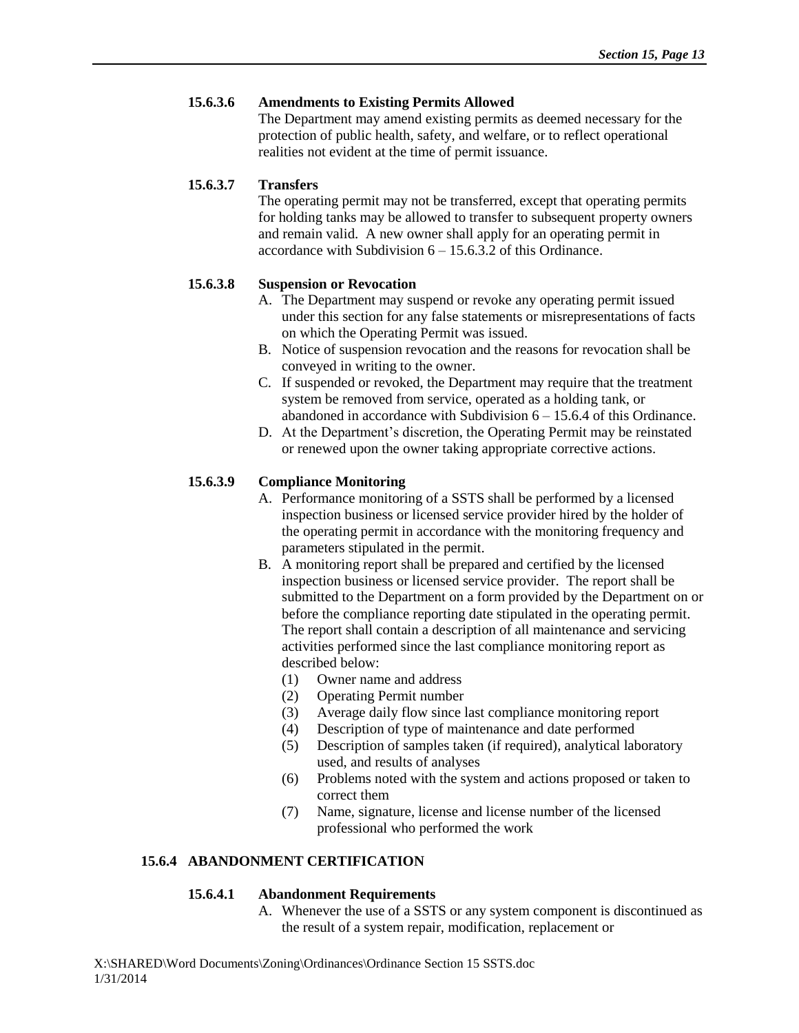#### 15.6.3.6 Amendments to Existing Permits Allowed

The Department may amend existing permits as deemed necessary for the protection of public health, safety, and welfare, or to reflect operational realities not evident at the time of permit issuance.

#### 15.6.3.7 Transfers

The operating permit may not be transferred, except that operating permits for holding tanks may be allowed to transfer to subsequent property owners and remain valid. A new owner shall apply for an operating permit in accordance with Subdivision 6 – 15.6.3.2 of this Ordinance.

#### 15.6.3.8 Suspension or Revocation

A. The Department may suspend or revoke any operating permit issued under this section for any false statements or misrepresentations of facts on which the Operating Permit was issued.
B. Notice of suspension revocation and the reasons for revocation shall be conveyed in writing to the owner.
C. If suspended or revoked, the Department may require that the treatment system be removed from service, operated as a holding tank, or abandoned in accordance with Subdivision 6 – 15.6.4 of this Ordinance.
D. At the Department's discretion, the Operating Permit may be reinstated or renewed upon the owner taking appropriate corrective actions.

#### 15.6.3.9 Compliance Monitoring

A. Performance monitoring of a SSTS shall be performed by a licensed inspection business or licensed service provider hired by the holder of the operating permit in accordance with the monitoring frequency and parameters stipulated in the permit.
B. A monitoring report shall be prepared and certified by the licensed inspection business or licensed service provider. The report shall be submitted to the Department on a form provided by the Department on or before the compliance reporting date stipulated in the operating permit. The report shall contain a description of all maintenance and servicing activities performed since the last compliance monitoring report as described below:
   (1) Owner name and address
   (2) Operating Permit number
   (3) Average daily flow since last compliance monitoring report
   (4) Description of type of maintenance and date performed
   (5) Description of samples taken (if required), analytical laboratory used, and results of analyses
   (6) Problems noted with the system and actions proposed or taken to correct them
   (7) Name, signature, license and license number of the licensed professional who performed the work

### 15.6.4 ABANDONMENT CERTIFICATION

#### 15.6.4.1 Abandonment Requirements

A. Whenever the use of a SSTS or any system component is discontinued as the result of a system repair, modification, replacement or

X:\SHARED\Word Documents\Zoning\Ordinances\Ordinance Section 15 SSTS.doc
1/31/2014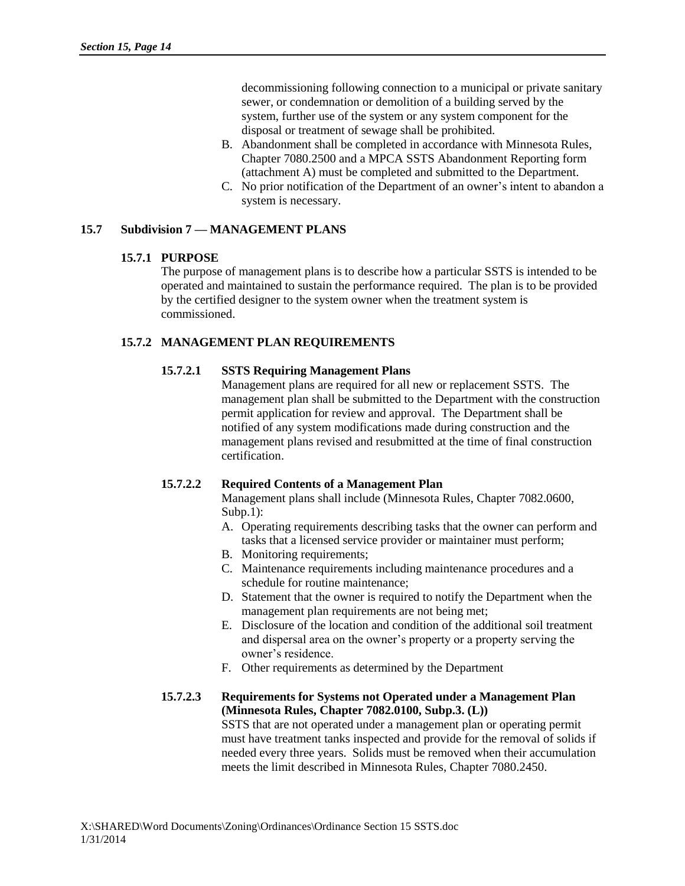decommissioning following connection to a municipal or private sanitary sewer, or condemnation or demolition of a building served by the system, further use of the system or any system component for the disposal or treatment of sewage shall be prohibited.

B. Abandonment shall be completed in accordance with Minnesota Rules, Chapter 7080.2500 and a MPCA SSTS Abandonment Reporting form (attachment A) must be completed and submitted to the Department.
C. No prior notification of the Department of an owner's intent to abandon a system is necessary.

## 15.7 Subdivision 7 — MANAGEMENT PLANS

### 15.7.1 PURPOSE

The purpose of management plans is to describe how a particular SSTS is intended to be operated and maintained to sustain the performance required. The plan is to be provided by the certified designer to the system owner when the treatment system is commissioned.

### 15.7.2 MANAGEMENT PLAN REQUIREMENTS

#### 15.7.2.1 SSTS Requiring Management Plans

Management plans are required for all new or replacement SSTS. The management plan shall be submitted to the Department with the construction permit application for review and approval. The Department shall be notified of any system modifications made during construction and the management plans revised and resubmitted at the time of final construction certification.

#### 15.7.2.2 Required Contents of a Management Plan

Management plans shall include (Minnesota Rules, Chapter 7082.0600, Subp.1):

A. Operating requirements describing tasks that the owner can perform and tasks that a licensed service provider or maintainer must perform;
B. Monitoring requirements;
C. Maintenance requirements including maintenance procedures and a schedule for routine maintenance;
D. Statement that the owner is required to notify the Department when the management plan requirements are not being met;
E. Disclosure of the location and condition of the additional soil treatment and dispersal area on the owner's property or a property serving the owner's residence.
F. Other requirements as determined by the Department

#### 15.7.2.3 Requirements for Systems not Operated under a Management Plan (Minnesota Rules, Chapter 7082.0100, Subp.3. (L))

SSTS that are not operated under a management plan or operating permit must have treatment tanks inspected and provide for the removal of solids if needed every three years. Solids must be removed when their accumulation meets the limit described in Minnesota Rules, Chapter 7080.2450.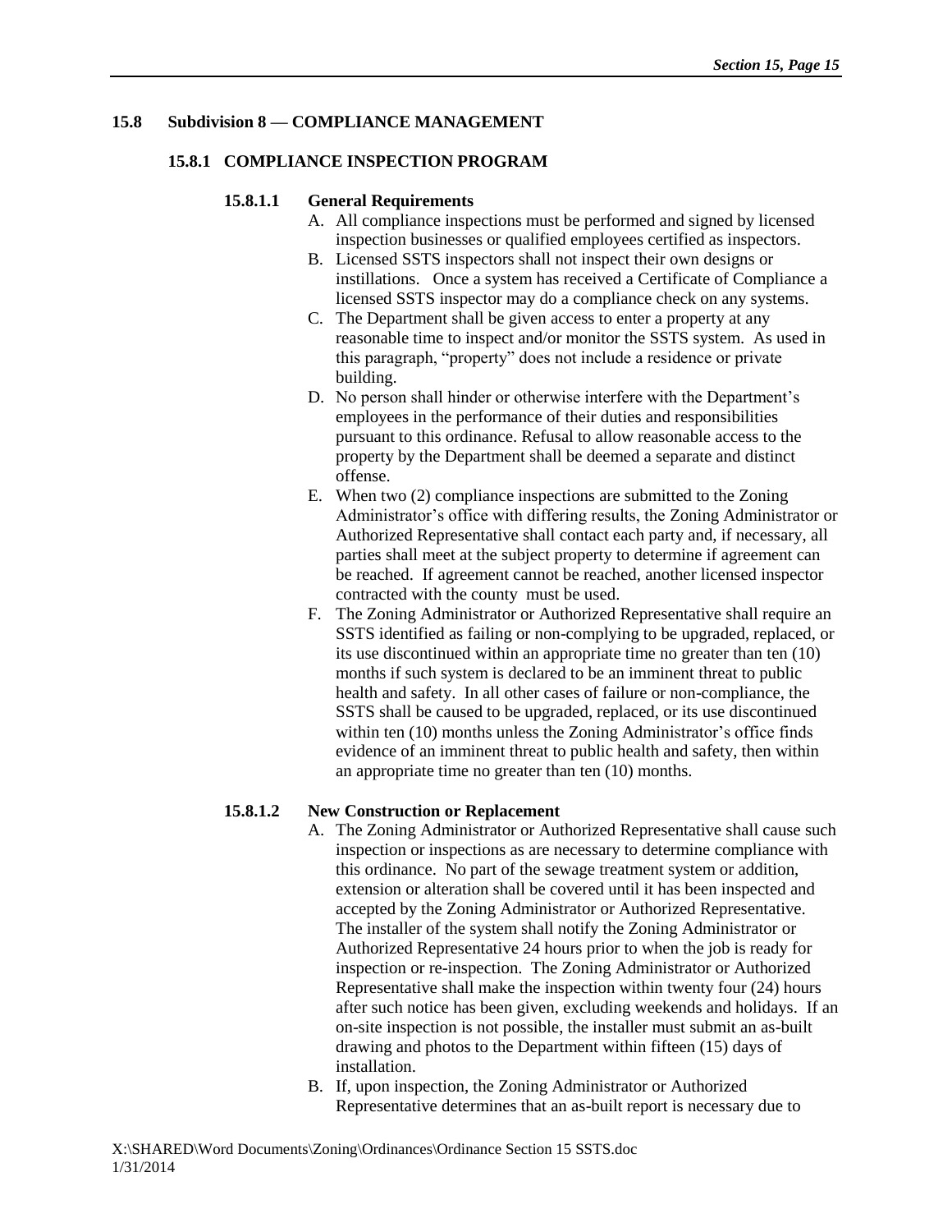## 15.8 Subdivision 8 — COMPLIANCE MANAGEMENT

### 15.8.1 COMPLIANCE INSPECTION PROGRAM

#### 15.8.1.1 General Requirements

A. All compliance inspections must be performed and signed by licensed inspection businesses or qualified employees certified as inspectors.

B. Licensed SSTS inspectors shall not inspect their own designs or instillations. Once a system has received a Certificate of Compliance a licensed SSTS inspector may do a compliance check on any systems.

C. The Department shall be given access to enter a property at any reasonable time to inspect and/or monitor the SSTS system. As used in this paragraph, "property" does not include a residence or private building.

D. No person shall hinder or otherwise interfere with the Department's employees in the performance of their duties and responsibilities pursuant to this ordinance. Refusal to allow reasonable access to the property by the Department shall be deemed a separate and distinct offense.

E. When two (2) compliance inspections are submitted to the Zoning Administrator's office with differing results, the Zoning Administrator or Authorized Representative shall contact each party and, if necessary, all parties shall meet at the subject property to determine if agreement can be reached. If agreement cannot be reached, another licensed inspector contracted with the county must be used.

F. The Zoning Administrator or Authorized Representative shall require an SSTS identified as failing or non-complying to be upgraded, replaced, or its use discontinued within an appropriate time no greater than ten (10) months if such system is declared to be an imminent threat to public health and safety. In all other cases of failure or non-compliance, the SSTS shall be caused to be upgraded, replaced, or its use discontinued within ten (10) months unless the Zoning Administrator's office finds evidence of an imminent threat to public health and safety, then within an appropriate time no greater than ten (10) months.

#### 15.8.1.2 New Construction or Replacement

A. The Zoning Administrator or Authorized Representative shall cause such inspection or inspections as are necessary to determine compliance with this ordinance. No part of the sewage treatment system or addition, extension or alteration shall be covered until it has been inspected and accepted by the Zoning Administrator or Authorized Representative. The installer of the system shall notify the Zoning Administrator or Authorized Representative 24 hours prior to when the job is ready for inspection or re-inspection. The Zoning Administrator or Authorized Representative shall make the inspection within twenty four (24) hours after such notice has been given, excluding weekends and holidays. If an on-site inspection is not possible, the installer must submit an as-built drawing and photos to the Department within fifteen (15) days of installation.

B. If, upon inspection, the Zoning Administrator or Authorized Representative determines that an as-built report is necessary due to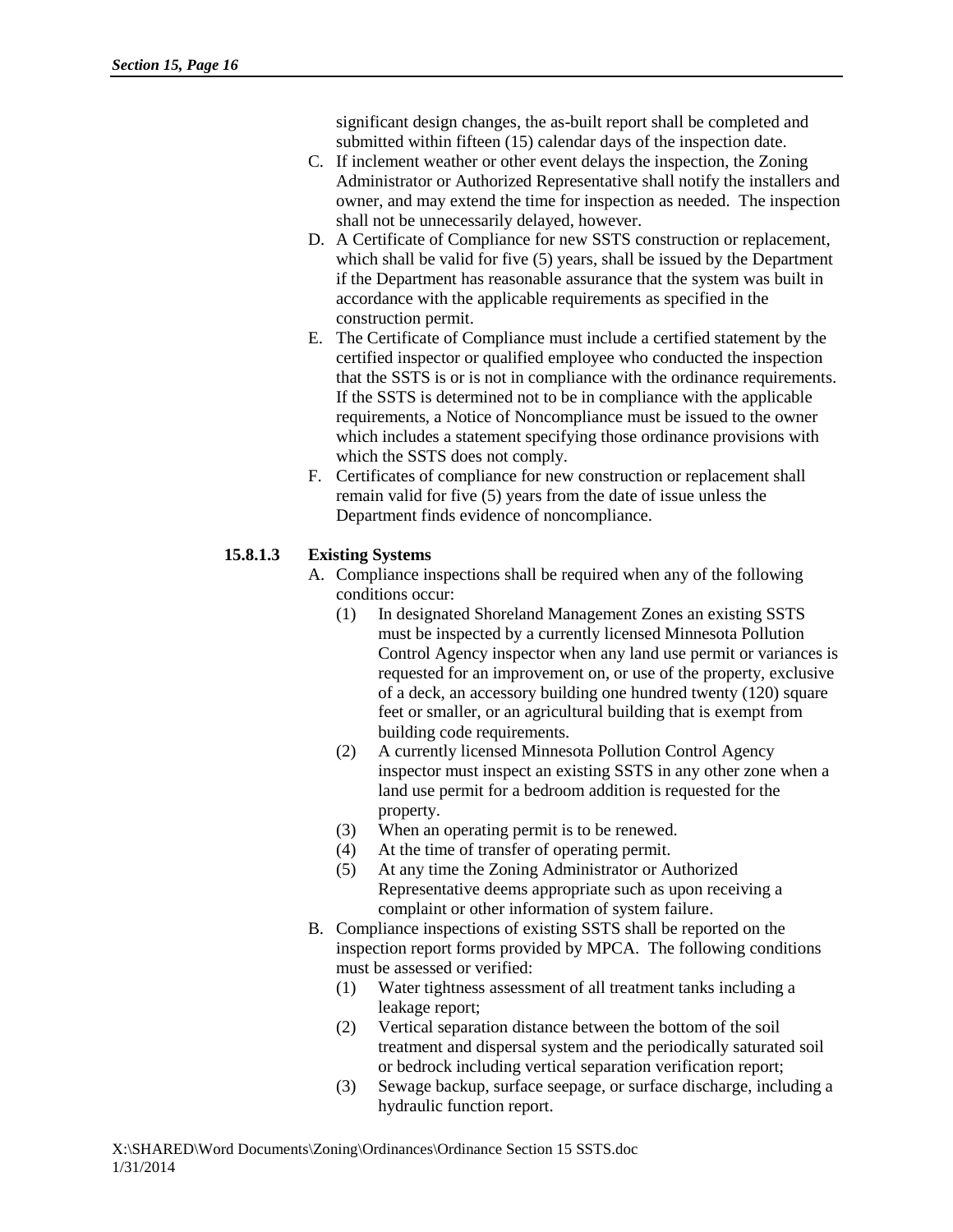significant design changes, the as-built report shall be completed and submitted within fifteen (15) calendar days of the inspection date.

C. If inclement weather or other event delays the inspection, the Zoning Administrator or Authorized Representative shall notify the installers and owner, and may extend the time for inspection as needed. The inspection shall not be unnecessarily delayed, however.

D. A Certificate of Compliance for new SSTS construction or replacement, which shall be valid for five (5) years, shall be issued by the Department if the Department has reasonable assurance that the system was built in accordance with the applicable requirements as specified in the construction permit.

E. The Certificate of Compliance must include a certified statement by the certified inspector or qualified employee who conducted the inspection that the SSTS is or is not in compliance with the ordinance requirements. If the SSTS is determined not to be in compliance with the applicable requirements, a Notice of Noncompliance must be issued to the owner which includes a statement specifying those ordinance provisions with which the SSTS does not comply.

F. Certificates of compliance for new construction or replacement shall remain valid for five (5) years from the date of issue unless the Department finds evidence of noncompliance.

**15.8.1.3 Existing Systems**

A. Compliance inspections shall be required when any of the following conditions occur:
   (1) In designated Shoreland Management Zones an existing SSTS must be inspected by a currently licensed Minnesota Pollution Control Agency inspector when any land use permit or variances is requested for an improvement on, or use of the property, exclusive of a deck, an accessory building one hundred twenty (120) square feet or smaller, or an agricultural building that is exempt from building code requirements.
   (2) A currently licensed Minnesota Pollution Control Agency inspector must inspect an existing SSTS in any other zone when a land use permit for a bedroom addition is requested for the property.
   (3) When an operating permit is to be renewed.
   (4) At the time of transfer of operating permit.
   (5) At any time the Zoning Administrator or Authorized Representative deems appropriate such as upon receiving a complaint or other information of system failure.

B. Compliance inspections of existing SSTS shall be reported on the inspection report forms provided by MPCA. The following conditions must be assessed or verified:
   (1) Water tightness assessment of all treatment tanks including a leakage report;
   (2) Vertical separation distance between the bottom of the soil treatment and dispersal system and the periodically saturated soil or bedrock including vertical separation verification report;
   (3) Sewage backup, surface seepage, or surface discharge, including a hydraulic function report.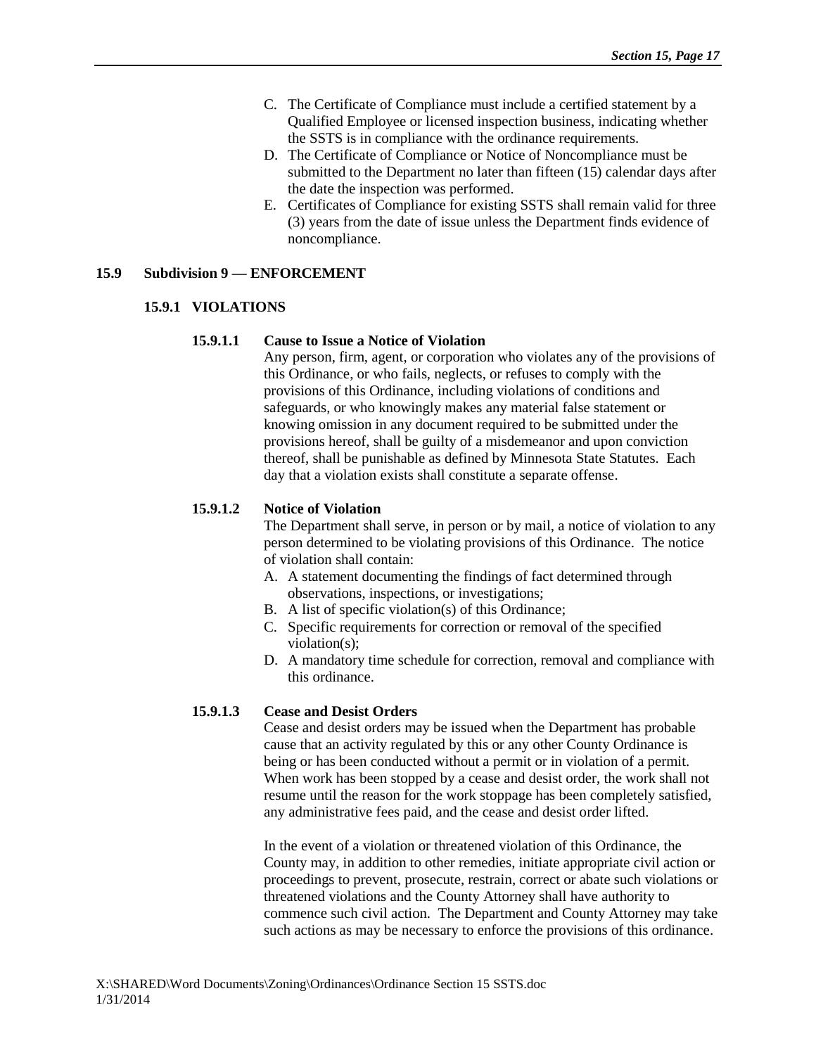C. The Certificate of Compliance must include a certified statement by a Qualified Employee or licensed inspection business, indicating whether the SSTS is in compliance with the ordinance requirements.
D. The Certificate of Compliance or Notice of Noncompliance must be submitted to the Department no later than fifteen (15) calendar days after the date the inspection was performed.
E. Certificates of Compliance for existing SSTS shall remain valid for three (3) years from the date of issue unless the Department finds evidence of noncompliance.

## 15.9 Subdivision 9 — ENFORCEMENT

### 15.9.1 VIOLATIONS

#### 15.9.1.1 Cause to Issue a Notice of Violation

Any person, firm, agent, or corporation who violates any of the provisions of this Ordinance, or who fails, neglects, or refuses to comply with the provisions of this Ordinance, including violations of conditions and safeguards, or who knowingly makes any material false statement or knowing omission in any document required to be submitted under the provisions hereof, shall be guilty of a misdemeanor and upon conviction thereof, shall be punishable as defined by Minnesota State Statutes. Each day that a violation exists shall constitute a separate offense.

#### 15.9.1.2 Notice of Violation

The Department shall serve, in person or by mail, a notice of violation to any person determined to be violating provisions of this Ordinance. The notice of violation shall contain:

A. A statement documenting the findings of fact determined through observations, inspections, or investigations;
B. A list of specific violation(s) of this Ordinance;
C. Specific requirements for correction or removal of the specified violation(s);
D. A mandatory time schedule for correction, removal and compliance with this ordinance.

#### 15.9.1.3 Cease and Desist Orders

Cease and desist orders may be issued when the Department has probable cause that an activity regulated by this or any other County Ordinance is being or has been conducted without a permit or in violation of a permit. When work has been stopped by a cease and desist order, the work shall not resume until the reason for the work stoppage has been completely satisfied, any administrative fees paid, and the cease and desist order lifted.

In the event of a violation or threatened violation of this Ordinance, the County may, in addition to other remedies, initiate appropriate civil action or proceedings to prevent, prosecute, restrain, correct or abate such violations or threatened violations and the County Attorney shall have authority to commence such civil action. The Department and County Attorney may take such actions as may be necessary to enforce the provisions of this ordinance.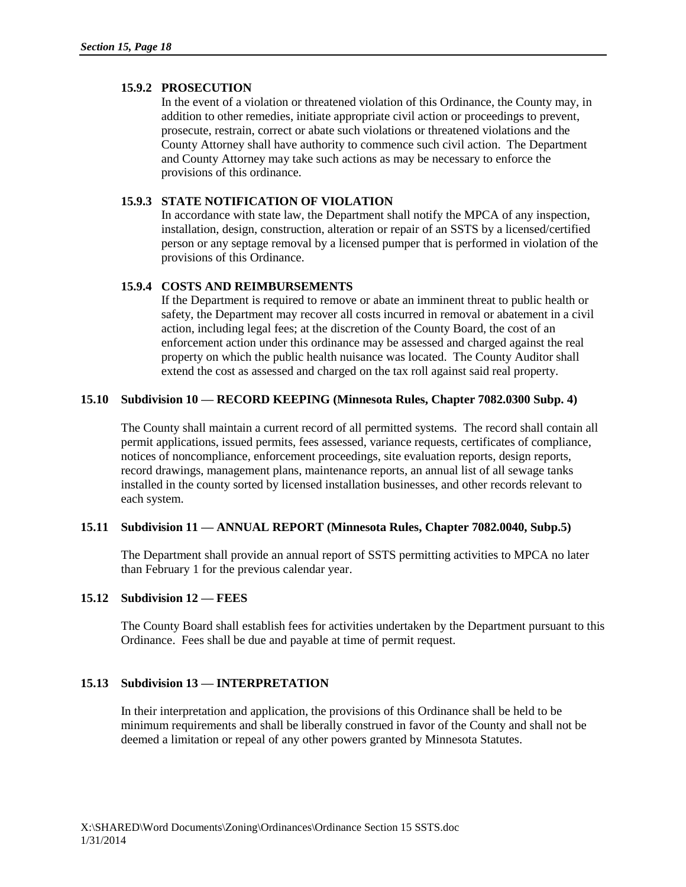#### 15.9.2 PROSECUTION

In the event of a violation or threatened violation of this Ordinance, the County may, in addition to other remedies, initiate appropriate civil action or proceedings to prevent, prosecute, restrain, correct or abate such violations or threatened violations and the County Attorney shall have authority to commence such civil action. The Department and County Attorney may take such actions as may be necessary to enforce the provisions of this ordinance.

#### 15.9.3 STATE NOTIFICATION OF VIOLATION

In accordance with state law, the Department shall notify the MPCA of any inspection, installation, design, construction, alteration or repair of an SSTS by a licensed/certified person or any septage removal by a licensed pumper that is performed in violation of the provisions of this Ordinance.

#### 15.9.4 COSTS AND REIMBURSEMENTS

If the Department is required to remove or abate an imminent threat to public health or safety, the Department may recover all costs incurred in removal or abatement in a civil action, including legal fees; at the discretion of the County Board, the cost of an enforcement action under this ordinance may be assessed and charged against the real property on which the public health nuisance was located. The County Auditor shall extend the cost as assessed and charged on the tax roll against said real property.

### 15.10 Subdivision 10 — RECORD KEEPING (Minnesota Rules, Chapter 7082.0300 Subp. 4)

The County shall maintain a current record of all permitted systems. The record shall contain all permit applications, issued permits, fees assessed, variance requests, certificates of compliance, notices of noncompliance, enforcement proceedings, site evaluation reports, design reports, record drawings, management plans, maintenance reports, an annual list of all sewage tanks installed in the county sorted by licensed installation businesses, and other records relevant to each system.

### 15.11 Subdivision 11 — ANNUAL REPORT (Minnesota Rules, Chapter 7082.0040, Subp.5)

The Department shall provide an annual report of SSTS permitting activities to MPCA no later than February 1 for the previous calendar year.

### 15.12 Subdivision 12 — FEES

The County Board shall establish fees for activities undertaken by the Department pursuant to this Ordinance. Fees shall be due and payable at time of permit request.

### 15.13 Subdivision 13 — INTERPRETATION

In their interpretation and application, the provisions of this Ordinance shall be held to be minimum requirements and shall be liberally construed in favor of the County and shall not be deemed a limitation or repeal of any other powers granted by Minnesota Statutes.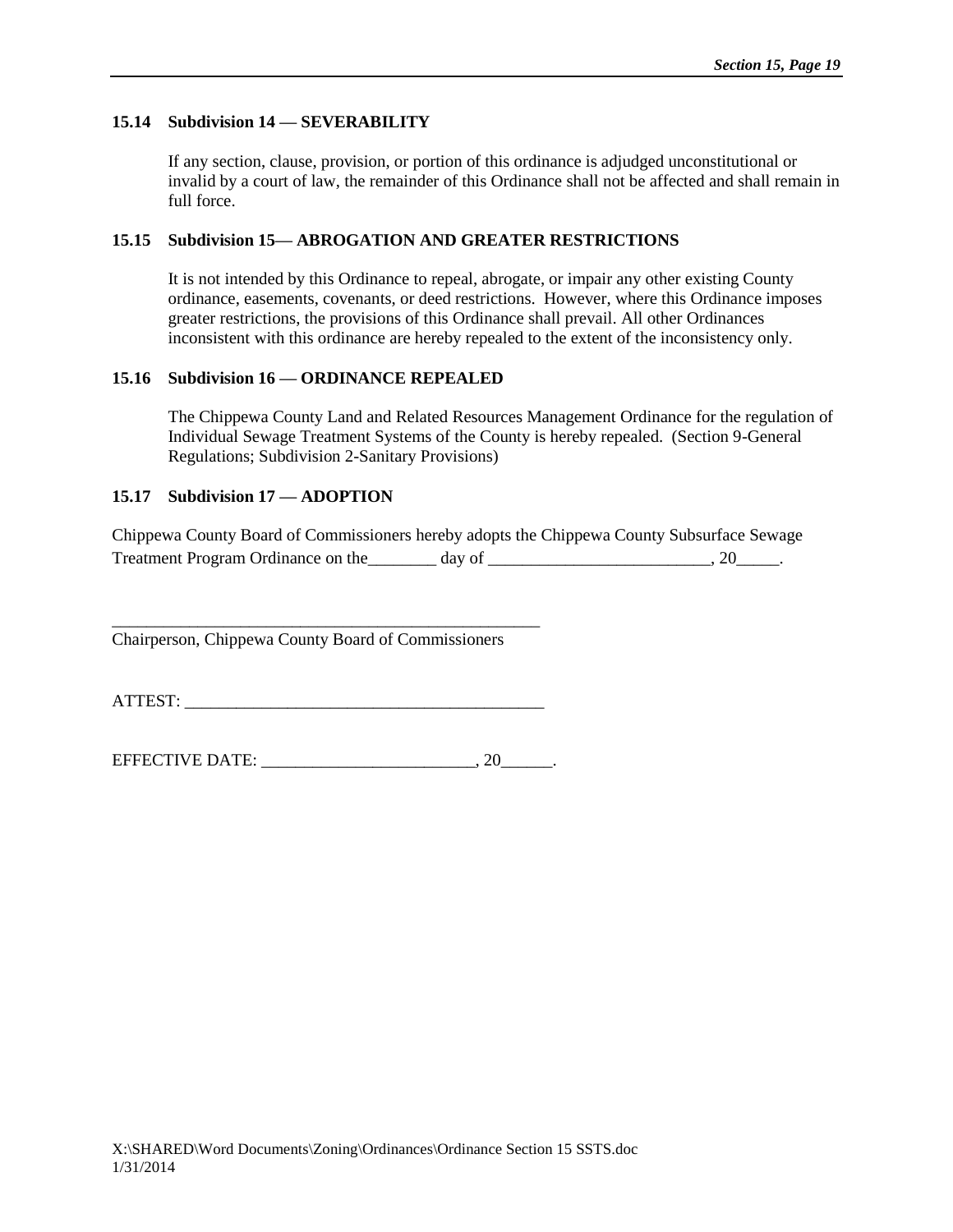### 15.14 Subdivision 14 — SEVERABILITY

If any section, clause, provision, or portion of this ordinance is adjudged unconstitutional or invalid by a court of law, the remainder of this Ordinance shall not be affected and shall remain in full force.

### 15.15 Subdivision 15— ABROGATION AND GREATER RESTRICTIONS

It is not intended by this Ordinance to repeal, abrogate, or impair any other existing County ordinance, easements, covenants, or deed restrictions. However, where this Ordinance imposes greater restrictions, the provisions of this Ordinance shall prevail. All other Ordinances inconsistent with this ordinance are hereby repealed to the extent of the inconsistency only.

### 15.16 Subdivision 16 — ORDINANCE REPEALED

The Chippewa County Land and Related Resources Management Ordinance for the regulation of Individual Sewage Treatment Systems of the County is hereby repealed. (Section 9-General Regulations; Subdivision 2-Sanitary Provisions)

### 15.17 Subdivision 17 — ADOPTION

Chippewa County Board of Commissioners hereby adopts the Chippewa County Subsurface Sewage Treatment Program Ordinance on the________ day of __________________________, 20_____.

____________________________________________________
Chairperson, Chippewa County Board of Commissioners

ATTEST: ___________________________________________

EFFECTIVE DATE: _________________________, 20______.

X:\SHARED\Word Documents\Zoning\Ordinances\Ordinance Section 15 SSTS.doc
1/31/2014